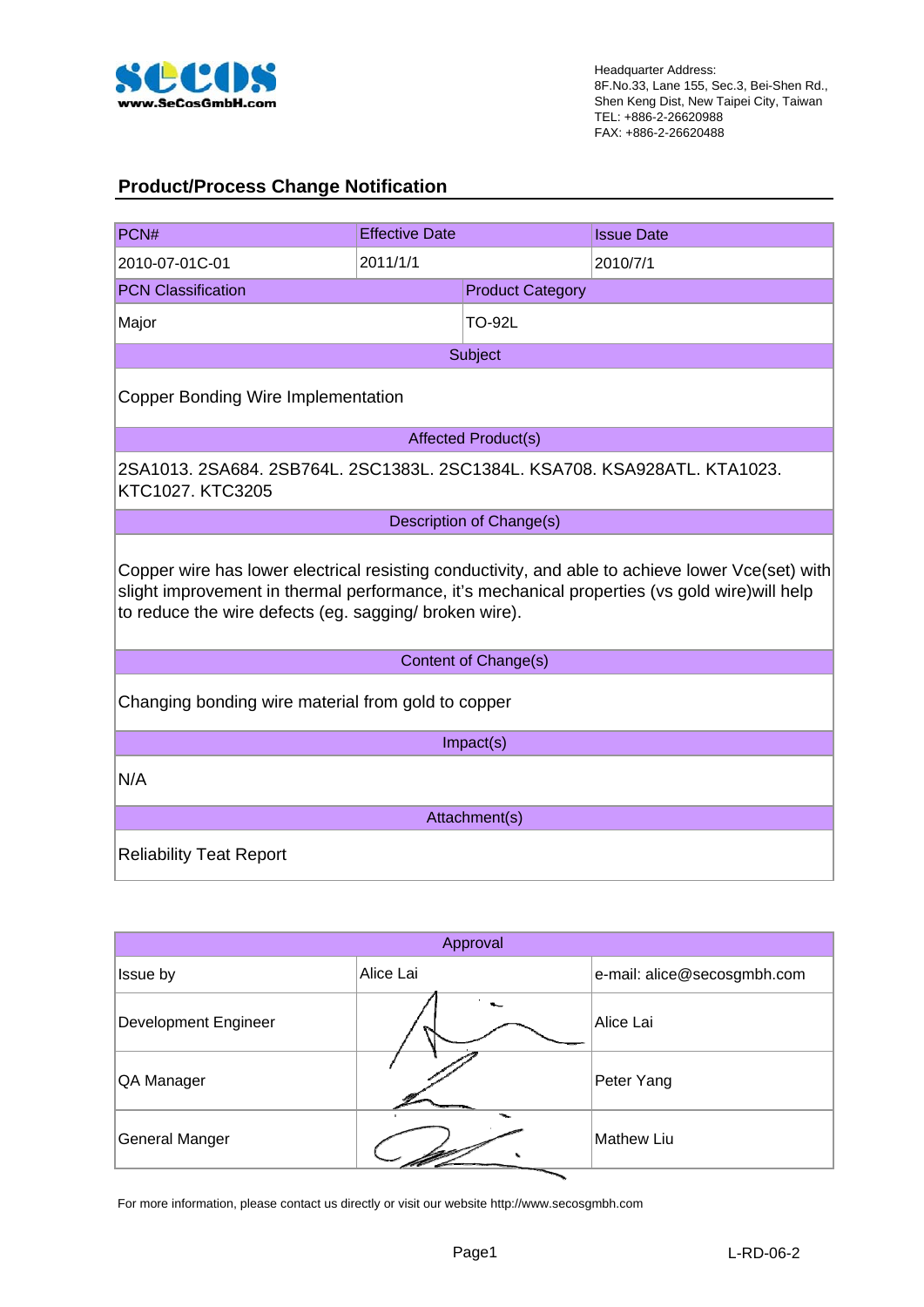Headquarter Address:
8F.No.33, Lane 155, Sec.3, Bei-Shen Rd.,
Shen Keng Dist, New Taipei City, Taiwan
TEL: +886-2-26620988
FAX: +886-2-26620488

## Product/Process Change Notification

| PCN# | Effective Date | Issue Date |
|---|---|---|
| 2010-07-01C-01 | 2011/1/1 | 2010/7/1 |

| PCN Classification | Product Category |
|---|---|
| Major | TO-92L |

**Subject**

Copper Bonding Wire Implementation

**Affected Product(s)**

2SA1013. 2SA684. 2SB764L. 2SC1383L. 2SC1384L. KSA708. KSA928ATL. KTA1023. KTC1027. KTC3205

**Description of Change(s)**

Copper wire has lower electrical resisting conductivity, and able to achieve lower Vce(set) with slight improvement in thermal performance, it's mechanical properties (vs gold wire)will help to reduce the wire defects (eg. sagging/ broken wire).

**Content of Change(s)**

Changing bonding wire material from gold to copper

**Impact(s)**

N/A

**Attachment(s)**

Reliability Teat Report

| Approval | | |
|---|---|---|
| Issue by | Alice Lai | e-mail: alice@secosgmbh.com |
| Development Engineer | | Alice Lai |
| QA Manager | | Peter Yang |
| General Manger | | Mathew Liu |

For more information, please contact us directly or visit our website http://www.secosgmbh.com

L-RD-06-2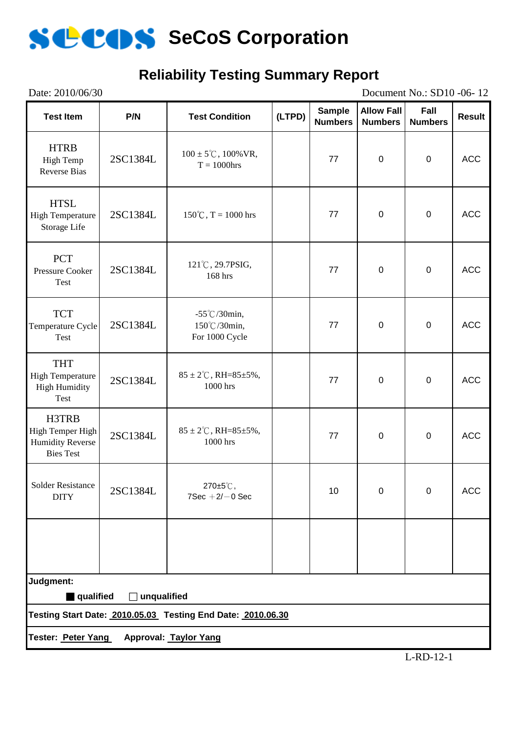# SeCoS Corporation

## Reliability Testing Summary Report

Date: 2010/06/30 Document No.: SD10 -06- 12

| Test Item | P/N | Test Condition | (LTPD) | Sample Numbers | Allow Fall Numbers | Fall Numbers | Result |
|---|---|---|---|---|---|---|---|
| HTRB High Temp Reverse Bias | 2SC1384L | 100 ± 5℃, 100%VR, T = 1000hrs | | 77 | 0 | 0 | ACC |
| HTSL High Temperature Storage Life | 2SC1384L | 150℃, T = 1000 hrs | | 77 | 0 | 0 | ACC |
| PCT Pressure Cooker Test | 2SC1384L | 121℃, 29.7PSIG, 168 hrs | | 77 | 0 | 0 | ACC |
| TCT Temperature Cycle Test | 2SC1384L | -55℃/30min, 150℃/30min, For 1000 Cycle | | 77 | 0 | 0 | ACC |
| THT High Temperature High Humidity Test | 2SC1384L | 85 ± 2℃, RH=85±5%, 1000 hrs | | 77 | 0 | 0 | ACC |
| H3TRB High Temper High Humidity Reverse Bies Test | 2SC1384L | 85 ± 2℃, RH=85±5%, 1000 hrs | | 77 | 0 | 0 | ACC |
| Solder Resistance DITY | 2SC1384L | 270±5℃, 7Sec ＋2/－0 Sec | | 10 | 0 | 0 | ACC |
| | | | | | | | |

**Judgment:**

■ **qualified** □ **unqualified**

**Testing Start Date: 2010.05.03 Testing End Date: 2010.06.30**

**Tester: Peter Yang Approval: Taylor Yang**

L-RD-12-1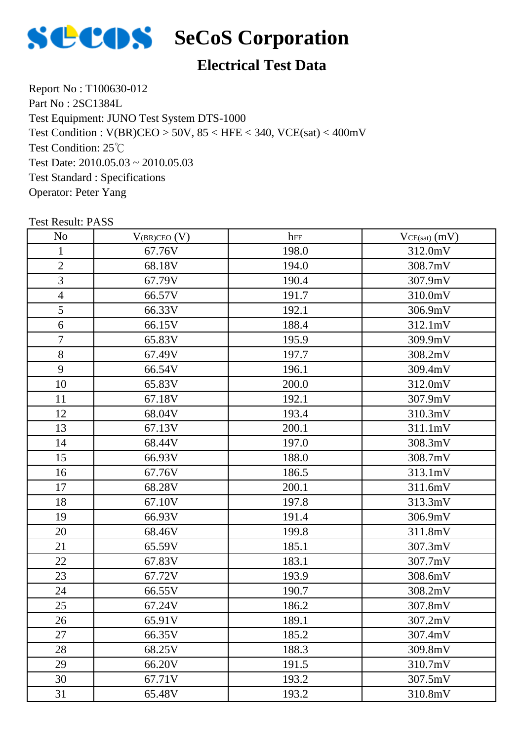# SeCoS Corporation

## Electrical Test Data

Report No : T100630-012
Part No : 2SC1384L
Test Equipment: JUNO Test System DTS-1000
Test Condition : V(BR)CEO > 50V, 85 < HFE < 340, VCE(sat) < 400mV
Test Condition: 25℃
Test Date: 2010.05.03 ~ 2010.05.03
Test Standard : Specifications
Operator: Peter Yang

Test Result: PASS

| No | $V_{(BR)CEO}$ (V) | $h_{FE}$ | $V_{CE(sat)}$ (mV) |
|---|---|---|---|
| 1 | 67.76V | 198.0 | 312.0mV |
| 2 | 68.18V | 194.0 | 308.7mV |
| 3 | 67.79V | 190.4 | 307.9mV |
| 4 | 66.57V | 191.7 | 310.0mV |
| 5 | 66.33V | 192.1 | 306.9mV |
| 6 | 66.15V | 188.4 | 312.1mV |
| 7 | 65.83V | 195.9 | 309.9mV |
| 8 | 67.49V | 197.7 | 308.2mV |
| 9 | 66.54V | 196.1 | 309.4mV |
| 10 | 65.83V | 200.0 | 312.0mV |
| 11 | 67.18V | 192.1 | 307.9mV |
| 12 | 68.04V | 193.4 | 310.3mV |
| 13 | 67.13V | 200.1 | 311.1mV |
| 14 | 68.44V | 197.0 | 308.3mV |
| 15 | 66.93V | 188.0 | 308.7mV |
| 16 | 67.76V | 186.5 | 313.1mV |
| 17 | 68.28V | 200.1 | 311.6mV |
| 18 | 67.10V | 197.8 | 313.3mV |
| 19 | 66.93V | 191.4 | 306.9mV |
| 20 | 68.46V | 199.8 | 311.8mV |
| 21 | 65.59V | 185.1 | 307.3mV |
| 22 | 67.83V | 183.1 | 307.7mV |
| 23 | 67.72V | 193.9 | 308.6mV |
| 24 | 66.55V | 190.7 | 308.2mV |
| 25 | 67.24V | 186.2 | 307.8mV |
| 26 | 65.91V | 189.1 | 307.2mV |
| 27 | 66.35V | 185.2 | 307.4mV |
| 28 | 68.25V | 188.3 | 309.8mV |
| 29 | 66.20V | 191.5 | 310.7mV |
| 30 | 67.71V | 193.2 | 307.5mV |
| 31 | 65.48V | 193.2 | 310.8mV |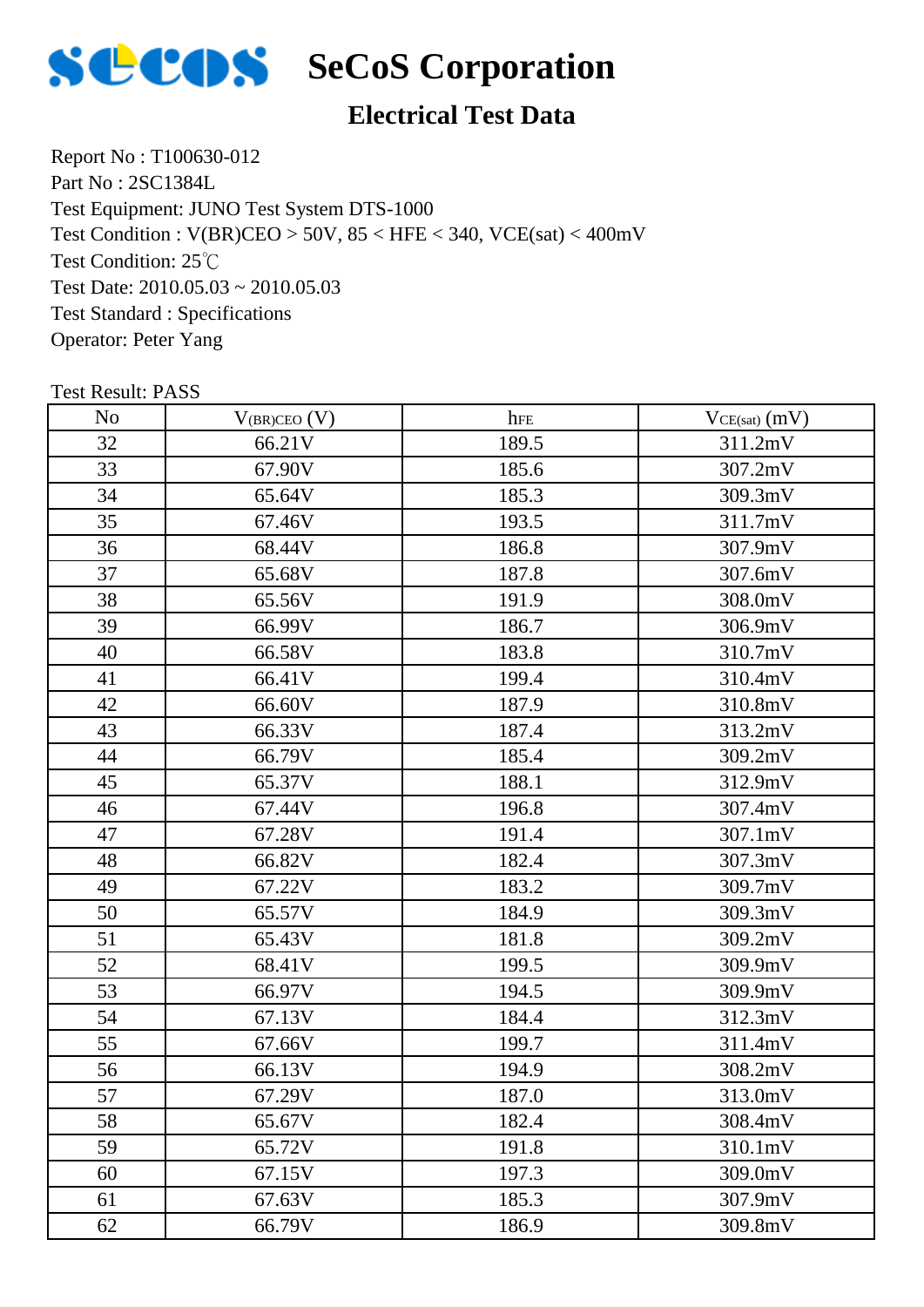# SeCoS Corporation

## Electrical Test Data

Report No : T100630-012
Part No : 2SC1384L
Test Equipment: JUNO Test System DTS-1000
Test Condition : V(BR)CEO > 50V, 85 < HFE < 340, VCE(sat) < 400mV
Test Condition: 25℃
Test Date: 2010.05.03 ~ 2010.05.03
Test Standard : Specifications
Operator: Peter Yang

Test Result: PASS

| No | $V_{(BR)CEO}$ (V) | $h_{FE}$ | $V_{CE(sat)}$ (mV) |
|---|---|---|---|
| 32 | 66.21V | 189.5 | 311.2mV |
| 33 | 67.90V | 185.6 | 307.2mV |
| 34 | 65.64V | 185.3 | 309.3mV |
| 35 | 67.46V | 193.5 | 311.7mV |
| 36 | 68.44V | 186.8 | 307.9mV |
| 37 | 65.68V | 187.8 | 307.6mV |
| 38 | 65.56V | 191.9 | 308.0mV |
| 39 | 66.99V | 186.7 | 306.9mV |
| 40 | 66.58V | 183.8 | 310.7mV |
| 41 | 66.41V | 199.4 | 310.4mV |
| 42 | 66.60V | 187.9 | 310.8mV |
| 43 | 66.33V | 187.4 | 313.2mV |
| 44 | 66.79V | 185.4 | 309.2mV |
| 45 | 65.37V | 188.1 | 312.9mV |
| 46 | 67.44V | 196.8 | 307.4mV |
| 47 | 67.28V | 191.4 | 307.1mV |
| 48 | 66.82V | 182.4 | 307.3mV |
| 49 | 67.22V | 183.2 | 309.7mV |
| 50 | 65.57V | 184.9 | 309.3mV |
| 51 | 65.43V | 181.8 | 309.2mV |
| 52 | 68.41V | 199.5 | 309.9mV |
| 53 | 66.97V | 194.5 | 309.9mV |
| 54 | 67.13V | 184.4 | 312.3mV |
| 55 | 67.66V | 199.7 | 311.4mV |
| 56 | 66.13V | 194.9 | 308.2mV |
| 57 | 67.29V | 187.0 | 313.0mV |
| 58 | 65.67V | 182.4 | 308.4mV |
| 59 | 65.72V | 191.8 | 310.1mV |
| 60 | 67.15V | 197.3 | 309.0mV |
| 61 | 67.63V | 185.3 | 307.9mV |
| 62 | 66.79V | 186.9 | 309.8mV |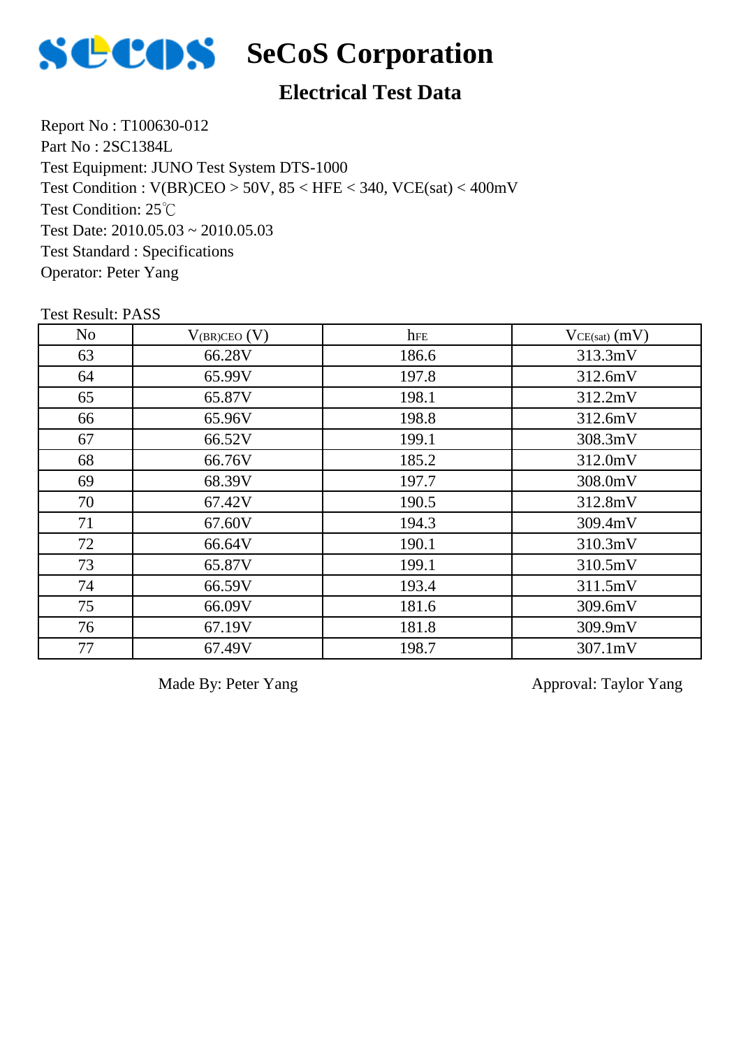# SeCoS Corporation

## Electrical Test Data

Report No : T100630-012
Part No : 2SC1384L
Test Equipment: JUNO Test System DTS-1000
Test Condition : V(BR)CEO > 50V, 85 < HFE < 340, VCE(sat) < 400mV
Test Condition: 25℃
Test Date: 2010.05.03 ~ 2010.05.03
Test Standard : Specifications
Operator: Peter Yang

Test Result: PASS

| No | $V_{(BR)CEO}$ (V) | $h_{FE}$ | $V_{CE(sat)}$ (mV) |
|---|---|---|---|
| 63 | 66.28V | 186.6 | 313.3mV |
| 64 | 65.99V | 197.8 | 312.6mV |
| 65 | 65.87V | 198.1 | 312.2mV |
| 66 | 65.96V | 198.8 | 312.6mV |
| 67 | 66.52V | 199.1 | 308.3mV |
| 68 | 66.76V | 185.2 | 312.0mV |
| 69 | 68.39V | 197.7 | 308.0mV |
| 70 | 67.42V | 190.5 | 312.8mV |
| 71 | 67.60V | 194.3 | 309.4mV |
| 72 | 66.64V | 190.1 | 310.3mV |
| 73 | 65.87V | 199.1 | 310.5mV |
| 74 | 66.59V | 193.4 | 311.5mV |
| 75 | 66.09V | 181.6 | 309.6mV |
| 76 | 67.19V | 181.8 | 309.9mV |
| 77 | 67.49V | 198.7 | 307.1mV |

Made By: Peter Yang

Approval: Taylor Yang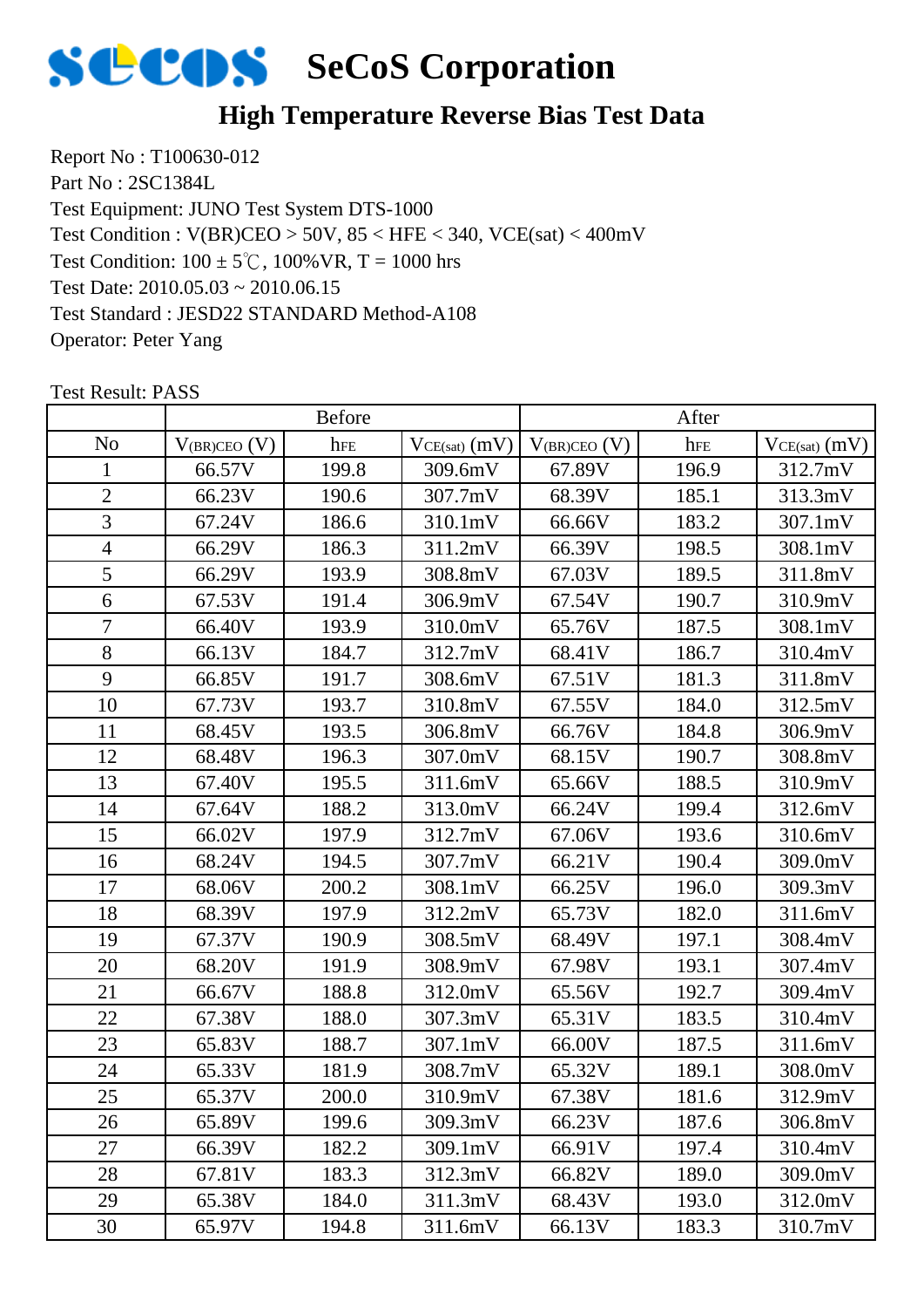# SeCoS Corporation

## High Temperature Reverse Bias Test Data

Report No : T100630-012
Part No : 2SC1384L
Test Equipment: JUNO Test System DTS-1000
Test Condition : V(BR)CEO > 50V, 85 < HFE < 340, VCE(sat) < 400mV
Test Condition: 100 ± 5℃, 100%VR, T = 1000 hrs
Test Date: 2010.05.03 ~ 2010.06.15
Test Standard : JESD22 STANDARD Method-A108
Operator: Peter Yang

Test Result: PASS

| | Before | | | After | | |
|---|---|---|---|---|---|---|
| No | $V_{(BR)CEO}$ (V) | $h_{FE}$ | $V_{CE(sat)}$ (mV) | $V_{(BR)CEO}$ (V) | $h_{FE}$ | $V_{CE(sat)}$ (mV) |
| 1 | 66.57V | 199.8 | 309.6mV | 67.89V | 196.9 | 312.7mV |
| 2 | 66.23V | 190.6 | 307.7mV | 68.39V | 185.1 | 313.3mV |
| 3 | 67.24V | 186.6 | 310.1mV | 66.66V | 183.2 | 307.1mV |
| 4 | 66.29V | 186.3 | 311.2mV | 66.39V | 198.5 | 308.1mV |
| 5 | 66.29V | 193.9 | 308.8mV | 67.03V | 189.5 | 311.8mV |
| 6 | 67.53V | 191.4 | 306.9mV | 67.54V | 190.7 | 310.9mV |
| 7 | 66.40V | 193.9 | 310.0mV | 65.76V | 187.5 | 308.1mV |
| 8 | 66.13V | 184.7 | 312.7mV | 68.41V | 186.7 | 310.4mV |
| 9 | 66.85V | 191.7 | 308.6mV | 67.51V | 181.3 | 311.8mV |
| 10 | 67.73V | 193.7 | 310.8mV | 67.55V | 184.0 | 312.5mV |
| 11 | 68.45V | 193.5 | 306.8mV | 66.76V | 184.8 | 306.9mV |
| 12 | 68.48V | 196.3 | 307.0mV | 68.15V | 190.7 | 308.8mV |
| 13 | 67.40V | 195.5 | 311.6mV | 65.66V | 188.5 | 310.9mV |
| 14 | 67.64V | 188.2 | 313.0mV | 66.24V | 199.4 | 312.6mV |
| 15 | 66.02V | 197.9 | 312.7mV | 67.06V | 193.6 | 310.6mV |
| 16 | 68.24V | 194.5 | 307.7mV | 66.21V | 190.4 | 309.0mV |
| 17 | 68.06V | 200.2 | 308.1mV | 66.25V | 196.0 | 309.3mV |
| 18 | 68.39V | 197.9 | 312.2mV | 65.73V | 182.0 | 311.6mV |
| 19 | 67.37V | 190.9 | 308.5mV | 68.49V | 197.1 | 308.4mV |
| 20 | 68.20V | 191.9 | 308.9mV | 67.98V | 193.1 | 307.4mV |
| 21 | 66.67V | 188.8 | 312.0mV | 65.56V | 192.7 | 309.4mV |
| 22 | 67.38V | 188.0 | 307.3mV | 65.31V | 183.5 | 310.4mV |
| 23 | 65.83V | 188.7 | 307.1mV | 66.00V | 187.5 | 311.6mV |
| 24 | 65.33V | 181.9 | 308.7mV | 65.32V | 189.1 | 308.0mV |
| 25 | 65.37V | 200.0 | 310.9mV | 67.38V | 181.6 | 312.9mV |
| 26 | 65.89V | 199.6 | 309.3mV | 66.23V | 187.6 | 306.8mV |
| 27 | 66.39V | 182.2 | 309.1mV | 66.91V | 197.4 | 310.4mV |
| 28 | 67.81V | 183.3 | 312.3mV | 66.82V | 189.0 | 309.0mV |
| 29 | 65.38V | 184.0 | 311.3mV | 68.43V | 193.0 | 312.0mV |
| 30 | 65.97V | 194.8 | 311.6mV | 66.13V | 183.3 | 310.7mV |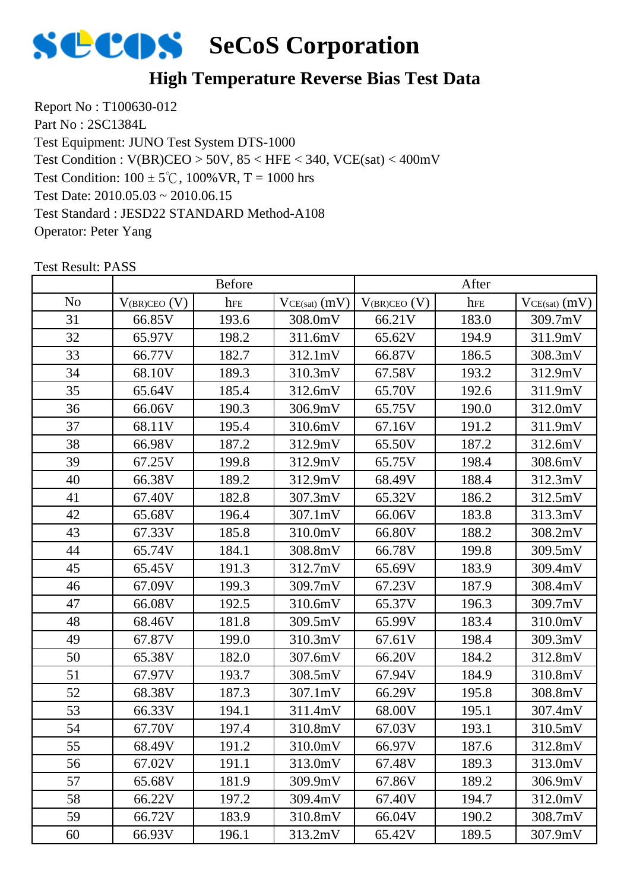# SeCoS Corporation

## High Temperature Reverse Bias Test Data

Report No : T100630-012
Part No : 2SC1384L
Test Equipment: JUNO Test System DTS-1000
Test Condition : V(BR)CEO > 50V, 85 < HFE < 340, VCE(sat) < 400mV
Test Condition: 100 ± 5℃, 100%VR, T = 1000 hrs
Test Date: 2010.05.03 ~ 2010.06.15
Test Standard : JESD22 STANDARD Method-A108
Operator: Peter Yang

Test Result: PASS

| | Before | | | After | | |
|---|---|---|---|---|---|---|
| No | $V_{(BR)CEO}$ (V) | $h_{FE}$ | $V_{CE(sat)}$ (mV) | $V_{(BR)CEO}$ (V) | $h_{FE}$ | $V_{CE(sat)}$ (mV) |
| 31 | 66.85V | 193.6 | 308.0mV | 66.21V | 183.0 | 309.7mV |
| 32 | 65.97V | 198.2 | 311.6mV | 65.62V | 194.9 | 311.9mV |
| 33 | 66.77V | 182.7 | 312.1mV | 66.87V | 186.5 | 308.3mV |
| 34 | 68.10V | 189.3 | 310.3mV | 67.58V | 193.2 | 312.9mV |
| 35 | 65.64V | 185.4 | 312.6mV | 65.70V | 192.6 | 311.9mV |
| 36 | 66.06V | 190.3 | 306.9mV | 65.75V | 190.0 | 312.0mV |
| 37 | 68.11V | 195.4 | 310.6mV | 67.16V | 191.2 | 311.9mV |
| 38 | 66.98V | 187.2 | 312.9mV | 65.50V | 187.2 | 312.6mV |
| 39 | 67.25V | 199.8 | 312.9mV | 65.75V | 198.4 | 308.6mV |
| 40 | 66.38V | 189.2 | 312.9mV | 68.49V | 188.4 | 312.3mV |
| 41 | 67.40V | 182.8 | 307.3mV | 65.32V | 186.2 | 312.5mV |
| 42 | 65.68V | 196.4 | 307.1mV | 66.06V | 183.8 | 313.3mV |
| 43 | 67.33V | 185.8 | 310.0mV | 66.80V | 188.2 | 308.2mV |
| 44 | 65.74V | 184.1 | 308.8mV | 66.78V | 199.8 | 309.5mV |
| 45 | 65.45V | 191.3 | 312.7mV | 65.69V | 183.9 | 309.4mV |
| 46 | 67.09V | 199.3 | 309.7mV | 67.23V | 187.9 | 308.4mV |
| 47 | 66.08V | 192.5 | 310.6mV | 65.37V | 196.3 | 309.7mV |
| 48 | 68.46V | 181.8 | 309.5mV | 65.99V | 183.4 | 310.0mV |
| 49 | 67.87V | 199.0 | 310.3mV | 67.61V | 198.4 | 309.3mV |
| 50 | 65.38V | 182.0 | 307.6mV | 66.20V | 184.2 | 312.8mV |
| 51 | 67.97V | 193.7 | 308.5mV | 67.94V | 184.9 | 310.8mV |
| 52 | 68.38V | 187.3 | 307.1mV | 66.29V | 195.8 | 308.8mV |
| 53 | 66.33V | 194.1 | 311.4mV | 68.00V | 195.1 | 307.4mV |
| 54 | 67.70V | 197.4 | 310.8mV | 67.03V | 193.1 | 310.5mV |
| 55 | 68.49V | 191.2 | 310.0mV | 66.97V | 187.6 | 312.8mV |
| 56 | 67.02V | 191.1 | 313.0mV | 67.48V | 189.3 | 313.0mV |
| 57 | 65.68V | 181.9 | 309.9mV | 67.86V | 189.2 | 306.9mV |
| 58 | 66.22V | 197.2 | 309.4mV | 67.40V | 194.7 | 312.0mV |
| 59 | 66.72V | 183.9 | 310.8mV | 66.04V | 190.2 | 308.7mV |
| 60 | 66.93V | 196.1 | 313.2mV | 65.42V | 189.5 | 307.9mV |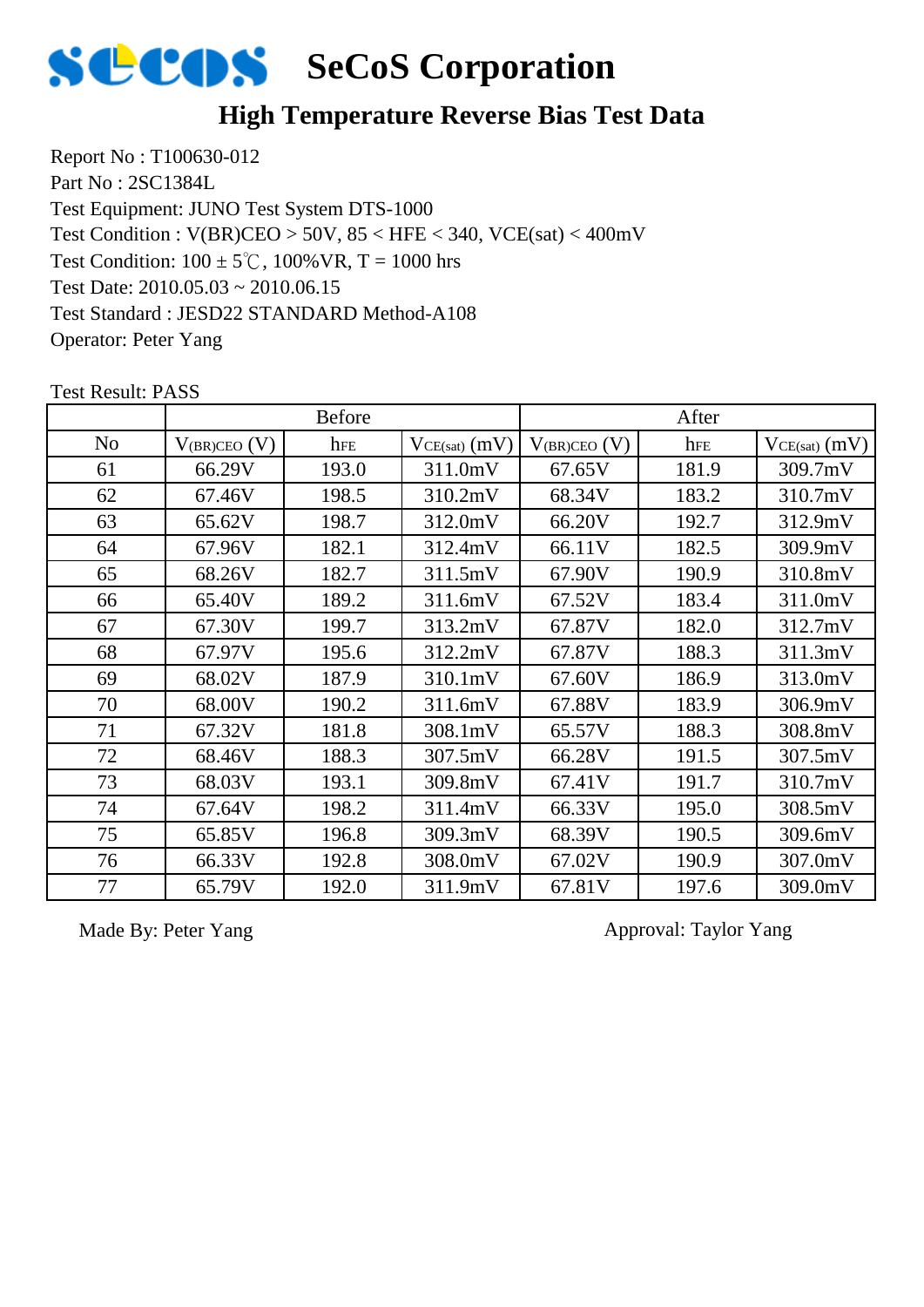# SeCoS Corporation

## High Temperature Reverse Bias Test Data

Report No : T100630-012
Part No : 2SC1384L
Test Equipment: JUNO Test System DTS-1000
Test Condition : V(BR)CEO > 50V, 85 < HFE < 340, VCE(sat) < 400mV
Test Condition: 100 ± 5℃, 100%VR, T = 1000 hrs
Test Date: 2010.05.03 ~ 2010.06.15
Test Standard : JESD22 STANDARD Method-A108
Operator: Peter Yang

Test Result: PASS

| | Before | | | After | | |
|---|---|---|---|---|---|---|
| No | $V_{(BR)CEO}$ (V) | $h_{FE}$ | $V_{CE(sat)}$ (mV) | $V_{(BR)CEO}$ (V) | $h_{FE}$ | $V_{CE(sat)}$ (mV) |
| 61 | 66.29V | 193.0 | 311.0mV | 67.65V | 181.9 | 309.7mV |
| 62 | 67.46V | 198.5 | 310.2mV | 68.34V | 183.2 | 310.7mV |
| 63 | 65.62V | 198.7 | 312.0mV | 66.20V | 192.7 | 312.9mV |
| 64 | 67.96V | 182.1 | 312.4mV | 66.11V | 182.5 | 309.9mV |
| 65 | 68.26V | 182.7 | 311.5mV | 67.90V | 190.9 | 310.8mV |
| 66 | 65.40V | 189.2 | 311.6mV | 67.52V | 183.4 | 311.0mV |
| 67 | 67.30V | 199.7 | 313.2mV | 67.87V | 182.0 | 312.7mV |
| 68 | 67.97V | 195.6 | 312.2mV | 67.87V | 188.3 | 311.3mV |
| 69 | 68.02V | 187.9 | 310.1mV | 67.60V | 186.9 | 313.0mV |
| 70 | 68.00V | 190.2 | 311.6mV | 67.88V | 183.9 | 306.9mV |
| 71 | 67.32V | 181.8 | 308.1mV | 65.57V | 188.3 | 308.8mV |
| 72 | 68.46V | 188.3 | 307.5mV | 66.28V | 191.5 | 307.5mV |
| 73 | 68.03V | 193.1 | 309.8mV | 67.41V | 191.7 | 310.7mV |
| 74 | 67.64V | 198.2 | 311.4mV | 66.33V | 195.0 | 308.5mV |
| 75 | 65.85V | 196.8 | 309.3mV | 68.39V | 190.5 | 309.6mV |
| 76 | 66.33V | 192.8 | 308.0mV | 67.02V | 190.9 | 307.0mV |
| 77 | 65.79V | 192.0 | 311.9mV | 67.81V | 197.6 | 309.0mV |

Made By: Peter Yang

Approval: Taylor Yang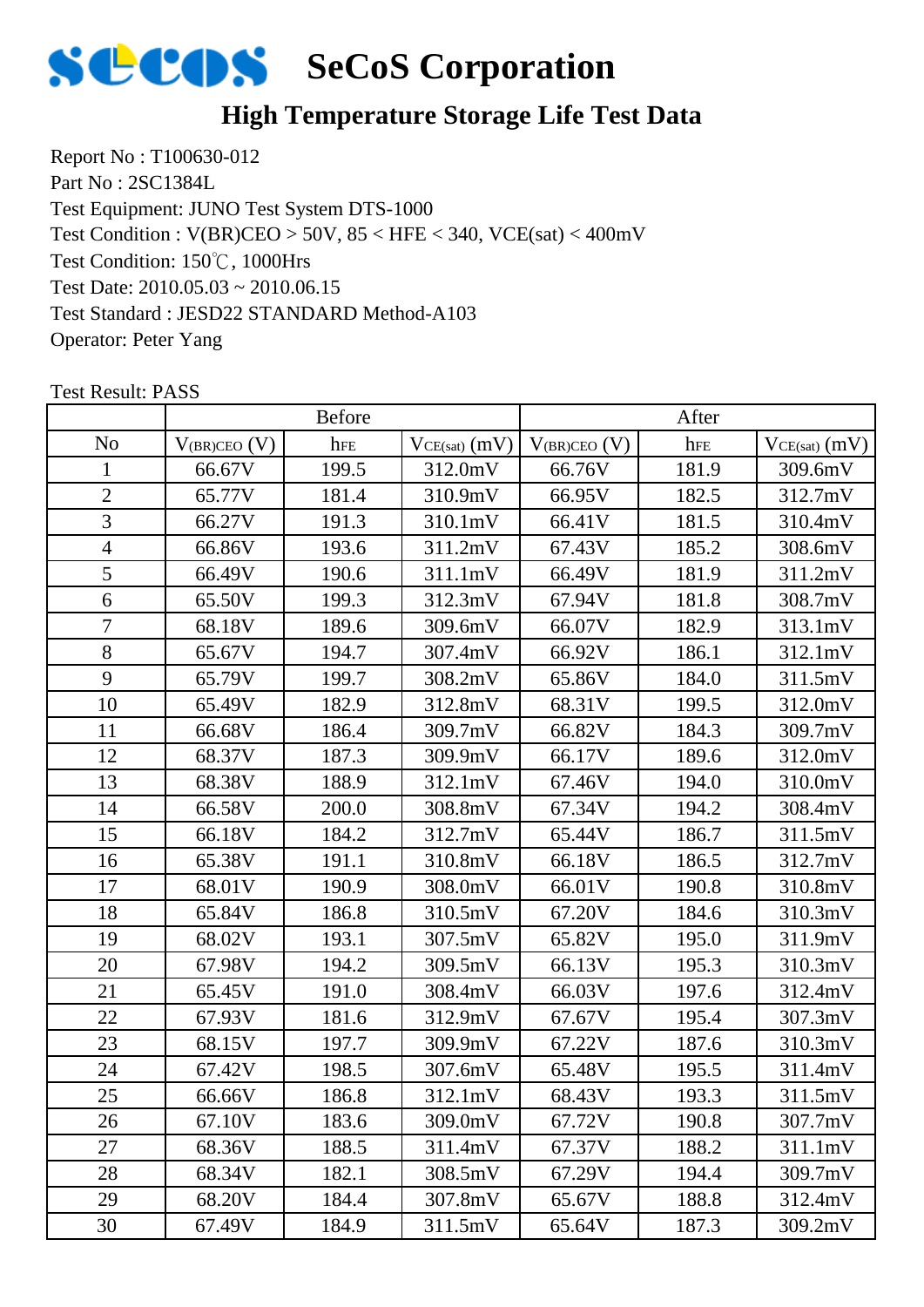# SeCoS Corporation

## High Temperature Storage Life Test Data

Report No : T100630-012
Part No : 2SC1384L
Test Equipment: JUNO Test System DTS-1000
Test Condition : V(BR)CEO > 50V, 85 < HFE < 340, VCE(sat) < 400mV
Test Condition: 150℃, 1000Hrs
Test Date: 2010.05.03 ~ 2010.06.15
Test Standard : JESD22 STANDARD Method-A103
Operator: Peter Yang

Test Result: PASS

| | Before | | | After | | |
|---|---|---|---|---|---|---|
| No | $V_{(BR)CEO}$ (V) | $h_{FE}$ | $V_{CE(sat)}$ (mV) | $V_{(BR)CEO}$ (V) | $h_{FE}$ | $V_{CE(sat)}$ (mV) |
| 1 | 66.67V | 199.5 | 312.0mV | 66.76V | 181.9 | 309.6mV |
| 2 | 65.77V | 181.4 | 310.9mV | 66.95V | 182.5 | 312.7mV |
| 3 | 66.27V | 191.3 | 310.1mV | 66.41V | 181.5 | 310.4mV |
| 4 | 66.86V | 193.6 | 311.2mV | 67.43V | 185.2 | 308.6mV |
| 5 | 66.49V | 190.6 | 311.1mV | 66.49V | 181.9 | 311.2mV |
| 6 | 65.50V | 199.3 | 312.3mV | 67.94V | 181.8 | 308.7mV |
| 7 | 68.18V | 189.6 | 309.6mV | 66.07V | 182.9 | 313.1mV |
| 8 | 65.67V | 194.7 | 307.4mV | 66.92V | 186.1 | 312.1mV |
| 9 | 65.79V | 199.7 | 308.2mV | 65.86V | 184.0 | 311.5mV |
| 10 | 65.49V | 182.9 | 312.8mV | 68.31V | 199.5 | 312.0mV |
| 11 | 66.68V | 186.4 | 309.7mV | 66.82V | 184.3 | 309.7mV |
| 12 | 68.37V | 187.3 | 309.9mV | 66.17V | 189.6 | 312.0mV |
| 13 | 68.38V | 188.9 | 312.1mV | 67.46V | 194.0 | 310.0mV |
| 14 | 66.58V | 200.0 | 308.8mV | 67.34V | 194.2 | 308.4mV |
| 15 | 66.18V | 184.2 | 312.7mV | 65.44V | 186.7 | 311.5mV |
| 16 | 65.38V | 191.1 | 310.8mV | 66.18V | 186.5 | 312.7mV |
| 17 | 68.01V | 190.9 | 308.0mV | 66.01V | 190.8 | 310.8mV |
| 18 | 65.84V | 186.8 | 310.5mV | 67.20V | 184.6 | 310.3mV |
| 19 | 68.02V | 193.1 | 307.5mV | 65.82V | 195.0 | 311.9mV |
| 20 | 67.98V | 194.2 | 309.5mV | 66.13V | 195.3 | 310.3mV |
| 21 | 65.45V | 191.0 | 308.4mV | 66.03V | 197.6 | 312.4mV |
| 22 | 67.93V | 181.6 | 312.9mV | 67.67V | 195.4 | 307.3mV |
| 23 | 68.15V | 197.7 | 309.9mV | 67.22V | 187.6 | 310.3mV |
| 24 | 67.42V | 198.5 | 307.6mV | 65.48V | 195.5 | 311.4mV |
| 25 | 66.66V | 186.8 | 312.1mV | 68.43V | 193.3 | 311.5mV |
| 26 | 67.10V | 183.6 | 309.0mV | 67.72V | 190.8 | 307.7mV |
| 27 | 68.36V | 188.5 | 311.4mV | 67.37V | 188.2 | 311.1mV |
| 28 | 68.34V | 182.1 | 308.5mV | 67.29V | 194.4 | 309.7mV |
| 29 | 68.20V | 184.4 | 307.8mV | 65.67V | 188.8 | 312.4mV |
| 30 | 67.49V | 184.9 | 311.5mV | 65.64V | 187.3 | 309.2mV |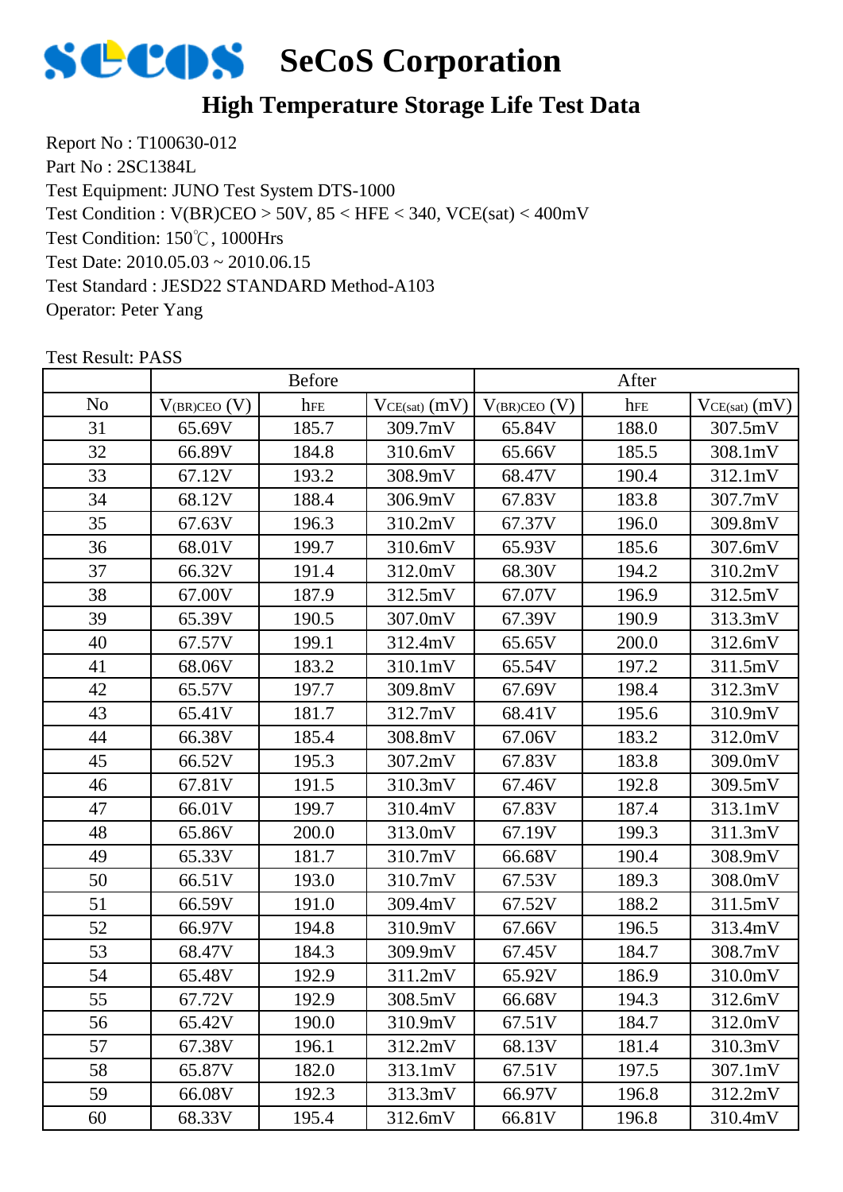# SeCoS Corporation

## High Temperature Storage Life Test Data

Report No : T100630-012
Part No : 2SC1384L
Test Equipment: JUNO Test System DTS-1000
Test Condition : V(BR)CEO > 50V, 85 < HFE < 340, VCE(sat) < 400mV
Test Condition: 150℃, 1000Hrs
Test Date: 2010.05.03 ~ 2010.06.15
Test Standard : JESD22 STANDARD Method-A103
Operator: Peter Yang

Test Result: PASS

| | Before | | | After | | |
|---|---|---|---|---|---|---|
| No | $V_{(BR)CEO}$ (V) | $h_{FE}$ | $V_{CE(sat)}$ (mV) | $V_{(BR)CEO}$ (V) | $h_{FE}$ | $V_{CE(sat)}$ (mV) |
| 31 | 65.69V | 185.7 | 309.7mV | 65.84V | 188.0 | 307.5mV |
| 32 | 66.89V | 184.8 | 310.6mV | 65.66V | 185.5 | 308.1mV |
| 33 | 67.12V | 193.2 | 308.9mV | 68.47V | 190.4 | 312.1mV |
| 34 | 68.12V | 188.4 | 306.9mV | 67.83V | 183.8 | 307.7mV |
| 35 | 67.63V | 196.3 | 310.2mV | 67.37V | 196.0 | 309.8mV |
| 36 | 68.01V | 199.7 | 310.6mV | 65.93V | 185.6 | 307.6mV |
| 37 | 66.32V | 191.4 | 312.0mV | 68.30V | 194.2 | 310.2mV |
| 38 | 67.00V | 187.9 | 312.5mV | 67.07V | 196.9 | 312.5mV |
| 39 | 65.39V | 190.5 | 307.0mV | 67.39V | 190.9 | 313.3mV |
| 40 | 67.57V | 199.1 | 312.4mV | 65.65V | 200.0 | 312.6mV |
| 41 | 68.06V | 183.2 | 310.1mV | 65.54V | 197.2 | 311.5mV |
| 42 | 65.57V | 197.7 | 309.8mV | 67.69V | 198.4 | 312.3mV |
| 43 | 65.41V | 181.7 | 312.7mV | 68.41V | 195.6 | 310.9mV |
| 44 | 66.38V | 185.4 | 308.8mV | 67.06V | 183.2 | 312.0mV |
| 45 | 66.52V | 195.3 | 307.2mV | 67.83V | 183.8 | 309.0mV |
| 46 | 67.81V | 191.5 | 310.3mV | 67.46V | 192.8 | 309.5mV |
| 47 | 66.01V | 199.7 | 310.4mV | 67.83V | 187.4 | 313.1mV |
| 48 | 65.86V | 200.0 | 313.0mV | 67.19V | 199.3 | 311.3mV |
| 49 | 65.33V | 181.7 | 310.7mV | 66.68V | 190.4 | 308.9mV |
| 50 | 66.51V | 193.0 | 310.7mV | 67.53V | 189.3 | 308.0mV |
| 51 | 66.59V | 191.0 | 309.4mV | 67.52V | 188.2 | 311.5mV |
| 52 | 66.97V | 194.8 | 310.9mV | 67.66V | 196.5 | 313.4mV |
| 53 | 68.47V | 184.3 | 309.9mV | 67.45V | 184.7 | 308.7mV |
| 54 | 65.48V | 192.9 | 311.2mV | 65.92V | 186.9 | 310.0mV |
| 55 | 67.72V | 192.9 | 308.5mV | 66.68V | 194.3 | 312.6mV |
| 56 | 65.42V | 190.0 | 310.9mV | 67.51V | 184.7 | 312.0mV |
| 57 | 67.38V | 196.1 | 312.2mV | 68.13V | 181.4 | 310.3mV |
| 58 | 65.87V | 182.0 | 313.1mV | 67.51V | 197.5 | 307.1mV |
| 59 | 66.08V | 192.3 | 313.3mV | 66.97V | 196.8 | 312.2mV |
| 60 | 68.33V | 195.4 | 312.6mV | 66.81V | 196.8 | 310.4mV |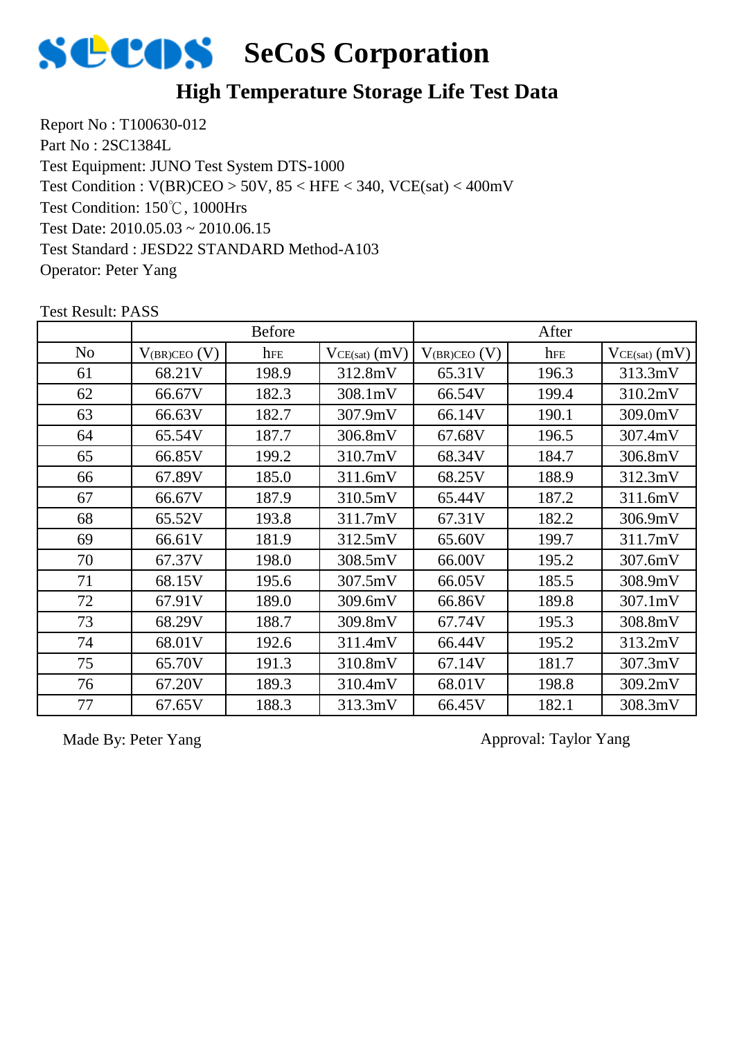# SeCoS Corporation

## High Temperature Storage Life Test Data

Report No : T100630-012
Part No : 2SC1384L
Test Equipment: JUNO Test System DTS-1000
Test Condition : V(BR)CEO > 50V, 85 < HFE < 340, VCE(sat) < 400mV
Test Condition: 150℃, 1000Hrs
Test Date: 2010.05.03 ~ 2010.06.15
Test Standard : JESD22 STANDARD Method-A103
Operator: Peter Yang

Test Result: PASS

| | Before | | | After | | |
|---|---|---|---|---|---|---|
| No | $V_{(BR)CEO}$ (V) | $h_{FE}$ | $V_{CE(sat)}$ (mV) | $V_{(BR)CEO}$ (V) | $h_{FE}$ | $V_{CE(sat)}$ (mV) |
| 61 | 68.21V | 198.9 | 312.8mV | 65.31V | 196.3 | 313.3mV |
| 62 | 66.67V | 182.3 | 308.1mV | 66.54V | 199.4 | 310.2mV |
| 63 | 66.63V | 182.7 | 307.9mV | 66.14V | 190.1 | 309.0mV |
| 64 | 65.54V | 187.7 | 306.8mV | 67.68V | 196.5 | 307.4mV |
| 65 | 66.85V | 199.2 | 310.7mV | 68.34V | 184.7 | 306.8mV |
| 66 | 67.89V | 185.0 | 311.6mV | 68.25V | 188.9 | 312.3mV |
| 67 | 66.67V | 187.9 | 310.5mV | 65.44V | 187.2 | 311.6mV |
| 68 | 65.52V | 193.8 | 311.7mV | 67.31V | 182.2 | 306.9mV |
| 69 | 66.61V | 181.9 | 312.5mV | 65.60V | 199.7 | 311.7mV |
| 70 | 67.37V | 198.0 | 308.5mV | 66.00V | 195.2 | 307.6mV |
| 71 | 68.15V | 195.6 | 307.5mV | 66.05V | 185.5 | 308.9mV |
| 72 | 67.91V | 189.0 | 309.6mV | 66.86V | 189.8 | 307.1mV |
| 73 | 68.29V | 188.7 | 309.8mV | 67.74V | 195.3 | 308.8mV |
| 74 | 68.01V | 192.6 | 311.4mV | 66.44V | 195.2 | 313.2mV |
| 75 | 65.70V | 191.3 | 310.8mV | 67.14V | 181.7 | 307.3mV |
| 76 | 67.20V | 189.3 | 310.4mV | 68.01V | 198.8 | 309.2mV |
| 77 | 67.65V | 188.3 | 313.3mV | 66.45V | 182.1 | 308.3mV |

Made By: Peter Yang

Approval: Taylor Yang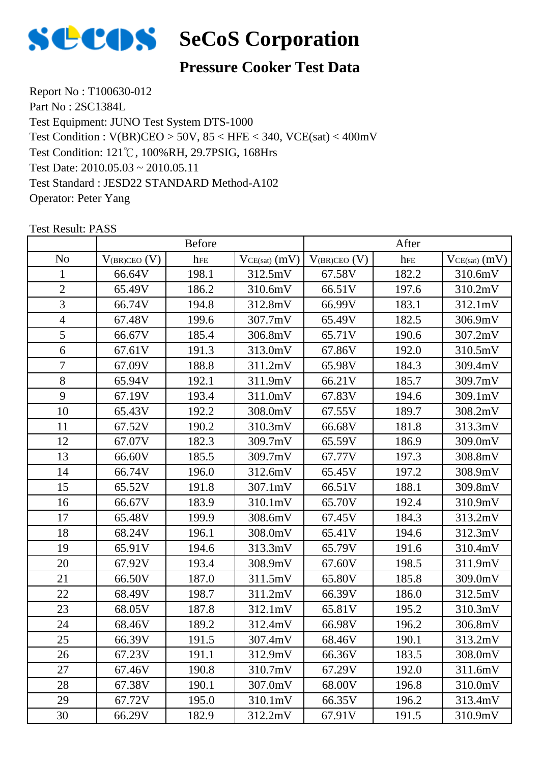# SeCoS Corporation

## Pressure Cooker Test Data

Report No : T100630-012
Part No : 2SC1384L
Test Equipment: JUNO Test System DTS-1000
Test Condition : V(BR)CEO > 50V, 85 < HFE < 340, VCE(sat) < 400mV
Test Condition: 121℃, 100%RH, 29.7PSIG, 168Hrs
Test Date: 2010.05.03 ~ 2010.05.11
Test Standard : JESD22 STANDARD Method-A102
Operator: Peter Yang

Test Result: PASS

| | Before | | | After | | |
|---|---|---|---|---|---|---|
| No | $V_{(BR)CEO}$ (V) | $h_{FE}$ | $V_{CE(sat)}$ (mV) | $V_{(BR)CEO}$ (V) | $h_{FE}$ | $V_{CE(sat)}$ (mV) |
| 1 | 66.64V | 198.1 | 312.5mV | 67.58V | 182.2 | 310.6mV |
| 2 | 65.49V | 186.2 | 310.6mV | 66.51V | 197.6 | 310.2mV |
| 3 | 66.74V | 194.8 | 312.8mV | 66.99V | 183.1 | 312.1mV |
| 4 | 67.48V | 199.6 | 307.7mV | 65.49V | 182.5 | 306.9mV |
| 5 | 66.67V | 185.4 | 306.8mV | 65.71V | 190.6 | 307.2mV |
| 6 | 67.61V | 191.3 | 313.0mV | 67.86V | 192.0 | 310.5mV |
| 7 | 67.09V | 188.8 | 311.2mV | 65.98V | 184.3 | 309.4mV |
| 8 | 65.94V | 192.1 | 311.9mV | 66.21V | 185.7 | 309.7mV |
| 9 | 67.19V | 193.4 | 311.0mV | 67.83V | 194.6 | 309.1mV |
| 10 | 65.43V | 192.2 | 308.0mV | 67.55V | 189.7 | 308.2mV |
| 11 | 67.52V | 190.2 | 310.3mV | 66.68V | 181.8 | 313.3mV |
| 12 | 67.07V | 182.3 | 309.7mV | 65.59V | 186.9 | 309.0mV |
| 13 | 66.60V | 185.5 | 309.7mV | 67.77V | 197.3 | 308.8mV |
| 14 | 66.74V | 196.0 | 312.6mV | 65.45V | 197.2 | 308.9mV |
| 15 | 65.52V | 191.8 | 307.1mV | 66.51V | 188.1 | 309.8mV |
| 16 | 66.67V | 183.9 | 310.1mV | 65.70V | 192.4 | 310.9mV |
| 17 | 65.48V | 199.9 | 308.6mV | 67.45V | 184.3 | 313.2mV |
| 18 | 68.24V | 196.1 | 308.0mV | 65.41V | 194.6 | 312.3mV |
| 19 | 65.91V | 194.6 | 313.3mV | 65.79V | 191.6 | 310.4mV |
| 20 | 67.92V | 193.4 | 308.9mV | 67.60V | 198.5 | 311.9mV |
| 21 | 66.50V | 187.0 | 311.5mV | 65.80V | 185.8 | 309.0mV |
| 22 | 68.49V | 198.7 | 311.2mV | 66.39V | 186.0 | 312.5mV |
| 23 | 68.05V | 187.8 | 312.1mV | 65.81V | 195.2 | 310.3mV |
| 24 | 68.46V | 189.2 | 312.4mV | 66.98V | 196.2 | 306.8mV |
| 25 | 66.39V | 191.5 | 307.4mV | 68.46V | 190.1 | 313.2mV |
| 26 | 67.23V | 191.1 | 312.9mV | 66.36V | 183.5 | 308.0mV |
| 27 | 67.46V | 190.8 | 310.7mV | 67.29V | 192.0 | 311.6mV |
| 28 | 67.38V | 190.1 | 307.0mV | 68.00V | 196.8 | 310.0mV |
| 29 | 67.72V | 195.0 | 310.1mV | 66.35V | 196.2 | 313.4mV |
| 30 | 66.29V | 182.9 | 312.2mV | 67.91V | 191.5 | 310.9mV |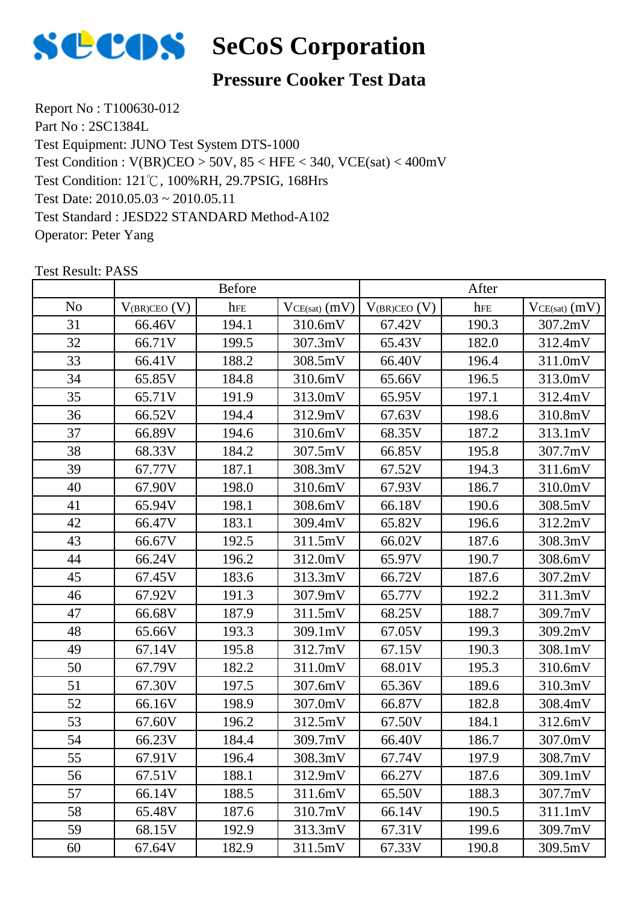# SeCoS Corporation

## Pressure Cooker Test Data

Report No : T100630-012
Part No : 2SC1384L
Test Equipment: JUNO Test System DTS-1000
Test Condition : V(BR)CEO > 50V, 85 < HFE < 340, VCE(sat) < 400mV
Test Condition: 121℃, 100%RH, 29.7PSIG, 168Hrs
Test Date: 2010.05.03 ~ 2010.05.11
Test Standard : JESD22 STANDARD Method-A102
Operator: Peter Yang

Test Result: PASS

| | Before | | | After | | |
|---|---|---|---|---|---|---|
| No | $V_{(BR)CEO}$ (V) | $h_{FE}$ | $V_{CE(sat)}$ (mV) | $V_{(BR)CEO}$ (V) | $h_{FE}$ | $V_{CE(sat)}$ (mV) |
| 31 | 66.46V | 194.1 | 310.6mV | 67.42V | 190.3 | 307.2mV |
| 32 | 66.71V | 199.5 | 307.3mV | 65.43V | 182.0 | 312.4mV |
| 33 | 66.41V | 188.2 | 308.5mV | 66.40V | 196.4 | 311.0mV |
| 34 | 65.85V | 184.8 | 310.6mV | 65.66V | 196.5 | 313.0mV |
| 35 | 65.71V | 191.9 | 313.0mV | 65.95V | 197.1 | 312.4mV |
| 36 | 66.52V | 194.4 | 312.9mV | 67.63V | 198.6 | 310.8mV |
| 37 | 66.89V | 194.6 | 310.6mV | 68.35V | 187.2 | 313.1mV |
| 38 | 68.33V | 184.2 | 307.5mV | 66.85V | 195.8 | 307.7mV |
| 39 | 67.77V | 187.1 | 308.3mV | 67.52V | 194.3 | 311.6mV |
| 40 | 67.90V | 198.0 | 310.6mV | 67.93V | 186.7 | 310.0mV |
| 41 | 65.94V | 198.1 | 308.6mV | 66.18V | 190.6 | 308.5mV |
| 42 | 66.47V | 183.1 | 309.4mV | 65.82V | 196.6 | 312.2mV |
| 43 | 66.67V | 192.5 | 311.5mV | 66.02V | 187.6 | 308.3mV |
| 44 | 66.24V | 196.2 | 312.0mV | 65.97V | 190.7 | 308.6mV |
| 45 | 67.45V | 183.6 | 313.3mV | 66.72V | 187.6 | 307.2mV |
| 46 | 67.92V | 191.3 | 307.9mV | 65.77V | 192.2 | 311.3mV |
| 47 | 66.68V | 187.9 | 311.5mV | 68.25V | 188.7 | 309.7mV |
| 48 | 65.66V | 193.3 | 309.1mV | 67.05V | 199.3 | 309.2mV |
| 49 | 67.14V | 195.8 | 312.7mV | 67.15V | 190.3 | 308.1mV |
| 50 | 67.79V | 182.2 | 311.0mV | 68.01V | 195.3 | 310.6mV |
| 51 | 67.30V | 197.5 | 307.6mV | 65.36V | 189.6 | 310.3mV |
| 52 | 66.16V | 198.9 | 307.0mV | 66.87V | 182.8 | 308.4mV |
| 53 | 67.60V | 196.2 | 312.5mV | 67.50V | 184.1 | 312.6mV |
| 54 | 66.23V | 184.4 | 309.7mV | 66.40V | 186.7 | 307.0mV |
| 55 | 67.91V | 196.4 | 308.3mV | 67.74V | 197.9 | 308.7mV |
| 56 | 67.51V | 188.1 | 312.9mV | 66.27V | 187.6 | 309.1mV |
| 57 | 66.14V | 188.5 | 311.6mV | 65.50V | 188.3 | 307.7mV |
| 58 | 65.48V | 187.6 | 310.7mV | 66.14V | 190.5 | 311.1mV |
| 59 | 68.15V | 192.9 | 313.3mV | 67.31V | 199.6 | 309.7mV |
| 60 | 67.64V | 182.9 | 311.5mV | 67.33V | 190.8 | 309.5mV |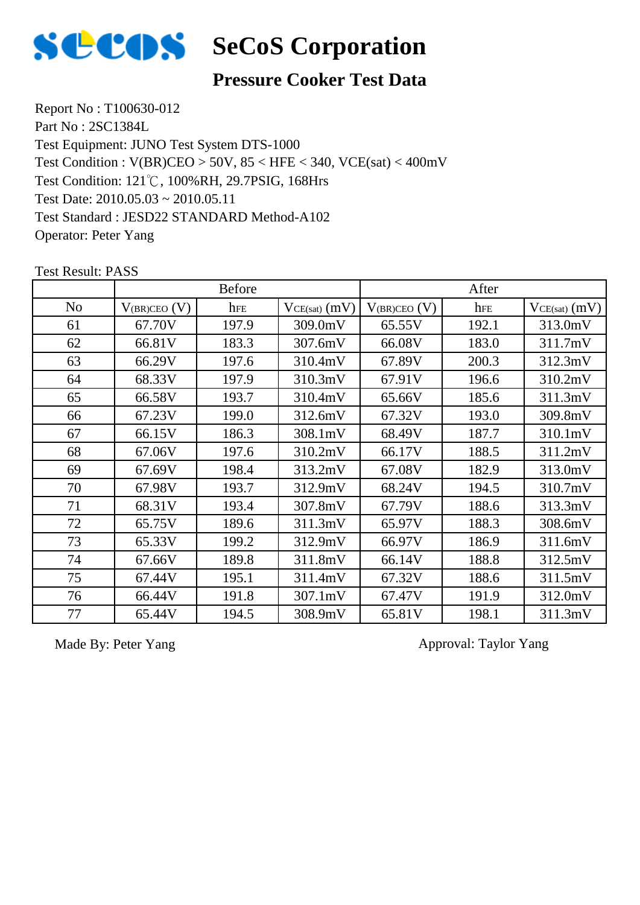# SeCoS Corporation

## Pressure Cooker Test Data

Report No : T100630-012
Part No : 2SC1384L
Test Equipment: JUNO Test System DTS-1000
Test Condition : V(BR)CEO > 50V, 85 < HFE < 340, VCE(sat) < 400mV
Test Condition: 121℃, 100%RH, 29.7PSIG, 168Hrs
Test Date: 2010.05.03 ~ 2010.05.11
Test Standard : JESD22 STANDARD Method-A102
Operator: Peter Yang

Test Result: PASS

| | Before | | | After | | |
|---|---|---|---|---|---|---|
| No | $V_{(BR)CEO}$ (V) | $h_{FE}$ | $V_{CE(sat)}$ (mV) | $V_{(BR)CEO}$ (V) | $h_{FE}$ | $V_{CE(sat)}$ (mV) |
| 61 | 67.70V | 197.9 | 309.0mV | 65.55V | 192.1 | 313.0mV |
| 62 | 66.81V | 183.3 | 307.6mV | 66.08V | 183.0 | 311.7mV |
| 63 | 66.29V | 197.6 | 310.4mV | 67.89V | 200.3 | 312.3mV |
| 64 | 68.33V | 197.9 | 310.3mV | 67.91V | 196.6 | 310.2mV |
| 65 | 66.58V | 193.7 | 310.4mV | 65.66V | 185.6 | 311.3mV |
| 66 | 67.23V | 199.0 | 312.6mV | 67.32V | 193.0 | 309.8mV |
| 67 | 66.15V | 186.3 | 308.1mV | 68.49V | 187.7 | 310.1mV |
| 68 | 67.06V | 197.6 | 310.2mV | 66.17V | 188.5 | 311.2mV |
| 69 | 67.69V | 198.4 | 313.2mV | 67.08V | 182.9 | 313.0mV |
| 70 | 67.98V | 193.7 | 312.9mV | 68.24V | 194.5 | 310.7mV |
| 71 | 68.31V | 193.4 | 307.8mV | 67.79V | 188.6 | 313.3mV |
| 72 | 65.75V | 189.6 | 311.3mV | 65.97V | 188.3 | 308.6mV |
| 73 | 65.33V | 199.2 | 312.9mV | 66.97V | 186.9 | 311.6mV |
| 74 | 67.66V | 189.8 | 311.8mV | 66.14V | 188.8 | 312.5mV |
| 75 | 67.44V | 195.1 | 311.4mV | 67.32V | 188.6 | 311.5mV |
| 76 | 66.44V | 191.8 | 307.1mV | 67.47V | 191.9 | 312.0mV |
| 77 | 65.44V | 194.5 | 308.9mV | 65.81V | 198.1 | 311.3mV |

Made By: Peter Yang

Approval: Taylor Yang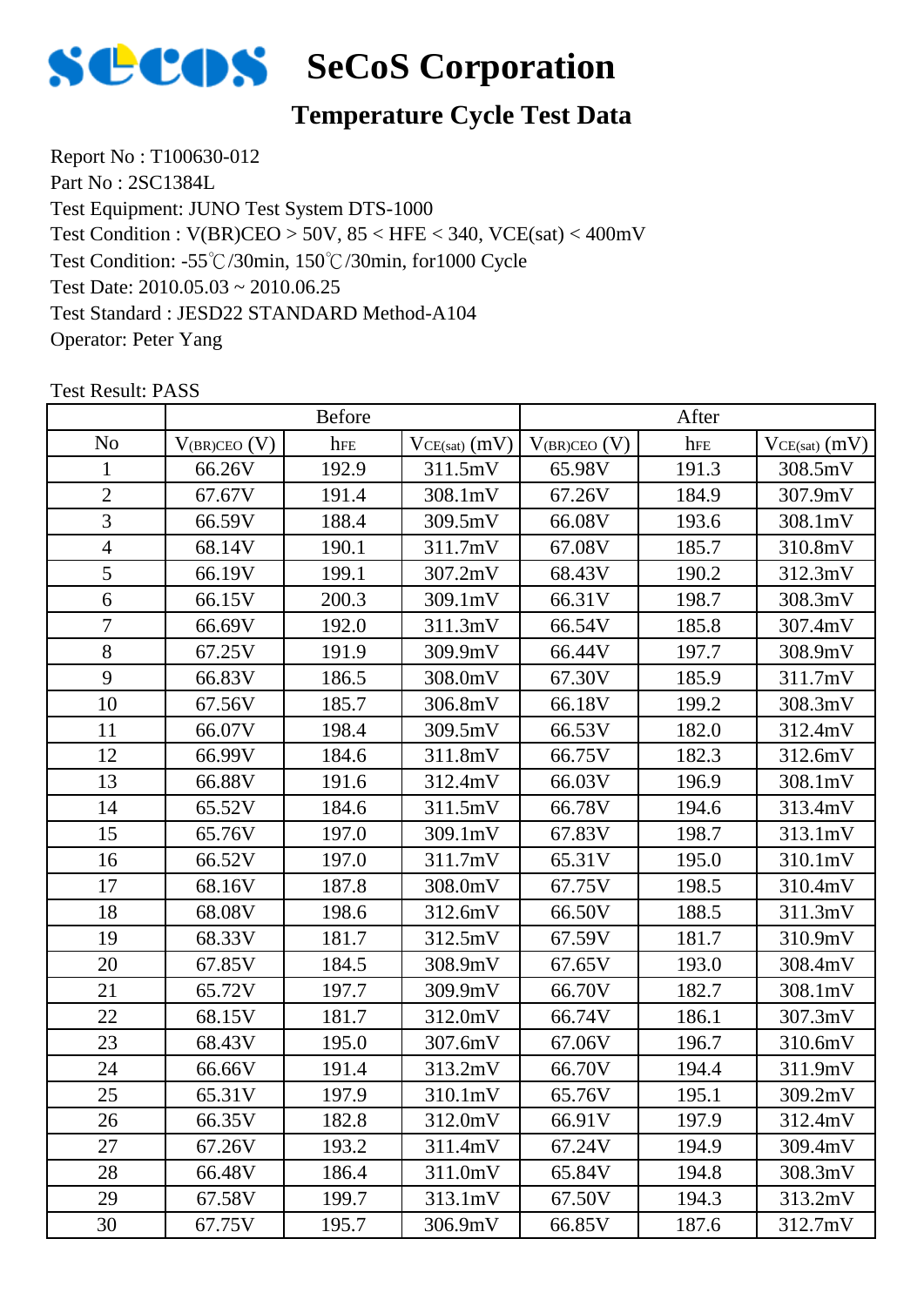# SeCoS Corporation

## Temperature Cycle Test Data

Report No : T100630-012
Part No : 2SC1384L
Test Equipment: JUNO Test System DTS-1000
Test Condition : $V_{(BR)CEO}$ > 50V, 85 < HFE < 340, $V_{CE(sat)}$ < 400mV
Test Condition: -55℃/30min, 150℃/30min, for1000 Cycle
Test Date: 2010.05.03 ~ 2010.06.25
Test Standard : JESD22 STANDARD Method-A104
Operator: Peter Yang

Test Result: PASS

| | Before | | | After | | |
|---|---|---|---|---|---|---|
| No | $V_{(BR)CEO}$ (V) | $h_{FE}$ | $V_{CE(sat)}$ (mV) | $V_{(BR)CEO}$ (V) | $h_{FE}$ | $V_{CE(sat)}$ (mV) |
| 1 | 66.26V | 192.9 | 311.5mV | 65.98V | 191.3 | 308.5mV |
| 2 | 67.67V | 191.4 | 308.1mV | 67.26V | 184.9 | 307.9mV |
| 3 | 66.59V | 188.4 | 309.5mV | 66.08V | 193.6 | 308.1mV |
| 4 | 68.14V | 190.1 | 311.7mV | 67.08V | 185.7 | 310.8mV |
| 5 | 66.19V | 199.1 | 307.2mV | 68.43V | 190.2 | 312.3mV |
| 6 | 66.15V | 200.3 | 309.1mV | 66.31V | 198.7 | 308.3mV |
| 7 | 66.69V | 192.0 | 311.3mV | 66.54V | 185.8 | 307.4mV |
| 8 | 67.25V | 191.9 | 309.9mV | 66.44V | 197.7 | 308.9mV |
| 9 | 66.83V | 186.5 | 308.0mV | 67.30V | 185.9 | 311.7mV |
| 10 | 67.56V | 185.7 | 306.8mV | 66.18V | 199.2 | 308.3mV |
| 11 | 66.07V | 198.4 | 309.5mV | 66.53V | 182.0 | 312.4mV |
| 12 | 66.99V | 184.6 | 311.8mV | 66.75V | 182.3 | 312.6mV |
| 13 | 66.88V | 191.6 | 312.4mV | 66.03V | 196.9 | 308.1mV |
| 14 | 65.52V | 184.6 | 311.5mV | 66.78V | 194.6 | 313.4mV |
| 15 | 65.76V | 197.0 | 309.1mV | 67.83V | 198.7 | 313.1mV |
| 16 | 66.52V | 197.0 | 311.7mV | 65.31V | 195.0 | 310.1mV |
| 17 | 68.16V | 187.8 | 308.0mV | 67.75V | 198.5 | 310.4mV |
| 18 | 68.08V | 198.6 | 312.6mV | 66.50V | 188.5 | 311.3mV |
| 19 | 68.33V | 181.7 | 312.5mV | 67.59V | 181.7 | 310.9mV |
| 20 | 67.85V | 184.5 | 308.9mV | 67.65V | 193.0 | 308.4mV |
| 21 | 65.72V | 197.7 | 309.9mV | 66.70V | 182.7 | 308.1mV |
| 22 | 68.15V | 181.7 | 312.0mV | 66.74V | 186.1 | 307.3mV |
| 23 | 68.43V | 195.0 | 307.6mV | 67.06V | 196.7 | 310.6mV |
| 24 | 66.66V | 191.4 | 313.2mV | 66.70V | 194.4 | 311.9mV |
| 25 | 65.31V | 197.9 | 310.1mV | 65.76V | 195.1 | 309.2mV |
| 26 | 66.35V | 182.8 | 312.0mV | 66.91V | 197.9 | 312.4mV |
| 27 | 67.26V | 193.2 | 311.4mV | 67.24V | 194.9 | 309.4mV |
| 28 | 66.48V | 186.4 | 311.0mV | 65.84V | 194.8 | 308.3mV |
| 29 | 67.58V | 199.7 | 313.1mV | 67.50V | 194.3 | 313.2mV |
| 30 | 67.75V | 195.7 | 306.9mV | 66.85V | 187.6 | 312.7mV |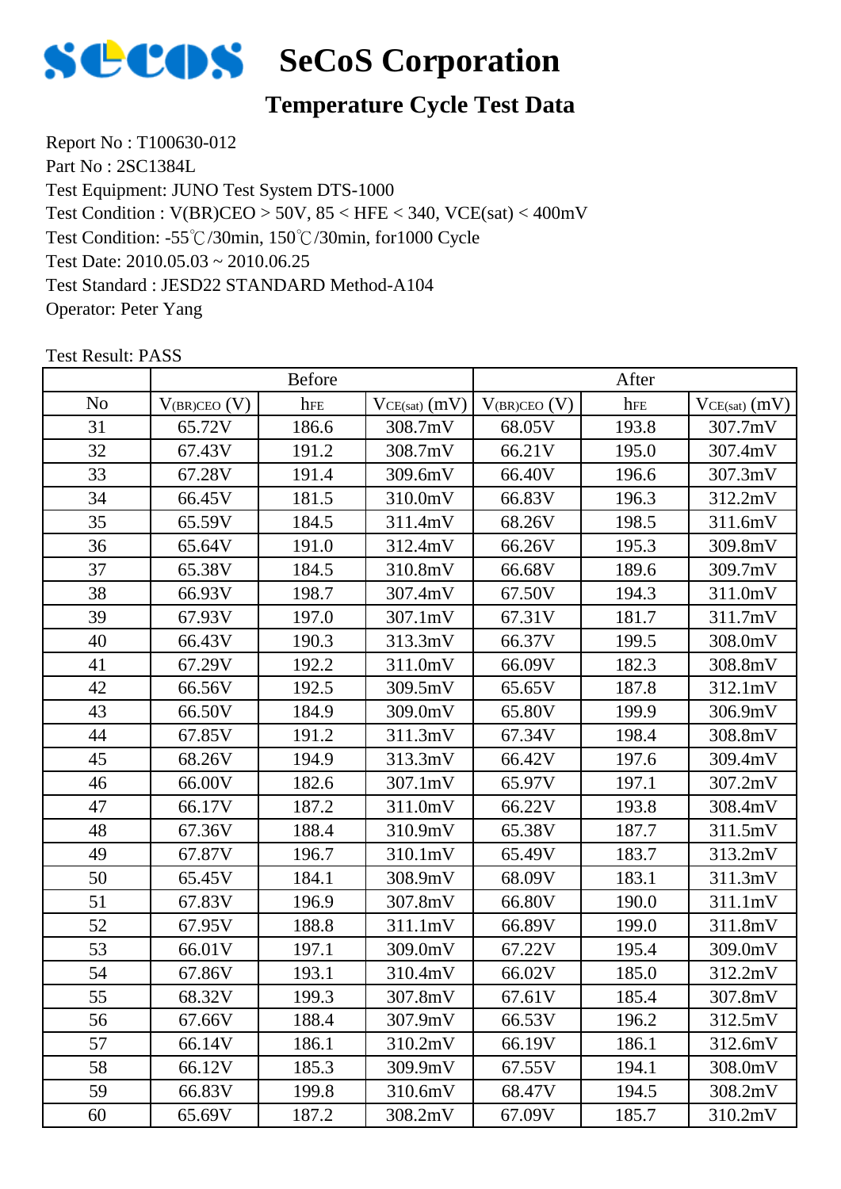# SeCoS Corporation

## Temperature Cycle Test Data

Report No : T100630-012
Part No : 2SC1384L
Test Equipment: JUNO Test System DTS-1000
Test Condition : V(BR)CEO > 50V, 85 < HFE < 340, VCE(sat) < 400mV
Test Condition: -55℃/30min, 150℃/30min, for1000 Cycle
Test Date: 2010.05.03 ~ 2010.06.25
Test Standard : JESD22 STANDARD Method-A104
Operator: Peter Yang

Test Result: PASS

| | Before | | | After | | |
|---|---|---|---|---|---|---|
| No | $V_{(BR)CEO}$ (V) | $h_{FE}$ | $V_{CE(sat)}$ (mV) | $V_{(BR)CEO}$ (V) | $h_{FE}$ | $V_{CE(sat)}$ (mV) |
| 31 | 65.72V | 186.6 | 308.7mV | 68.05V | 193.8 | 307.7mV |
| 32 | 67.43V | 191.2 | 308.7mV | 66.21V | 195.0 | 307.4mV |
| 33 | 67.28V | 191.4 | 309.6mV | 66.40V | 196.6 | 307.3mV |
| 34 | 66.45V | 181.5 | 310.0mV | 66.83V | 196.3 | 312.2mV |
| 35 | 65.59V | 184.5 | 311.4mV | 68.26V | 198.5 | 311.6mV |
| 36 | 65.64V | 191.0 | 312.4mV | 66.26V | 195.3 | 309.8mV |
| 37 | 65.38V | 184.5 | 310.8mV | 66.68V | 189.6 | 309.7mV |
| 38 | 66.93V | 198.7 | 307.4mV | 67.50V | 194.3 | 311.0mV |
| 39 | 67.93V | 197.0 | 307.1mV | 67.31V | 181.7 | 311.7mV |
| 40 | 66.43V | 190.3 | 313.3mV | 66.37V | 199.5 | 308.0mV |
| 41 | 67.29V | 192.2 | 311.0mV | 66.09V | 182.3 | 308.8mV |
| 42 | 66.56V | 192.5 | 309.5mV | 65.65V | 187.8 | 312.1mV |
| 43 | 66.50V | 184.9 | 309.0mV | 65.80V | 199.9 | 306.9mV |
| 44 | 67.85V | 191.2 | 311.3mV | 67.34V | 198.4 | 308.8mV |
| 45 | 68.26V | 194.9 | 313.3mV | 66.42V | 197.6 | 309.4mV |
| 46 | 66.00V | 182.6 | 307.1mV | 65.97V | 197.1 | 307.2mV |
| 47 | 66.17V | 187.2 | 311.0mV | 66.22V | 193.8 | 308.4mV |
| 48 | 67.36V | 188.4 | 310.9mV | 65.38V | 187.7 | 311.5mV |
| 49 | 67.87V | 196.7 | 310.1mV | 65.49V | 183.7 | 313.2mV |
| 50 | 65.45V | 184.1 | 308.9mV | 68.09V | 183.1 | 311.3mV |
| 51 | 67.83V | 196.9 | 307.8mV | 66.80V | 190.0 | 311.1mV |
| 52 | 67.95V | 188.8 | 311.1mV | 66.89V | 199.0 | 311.8mV |
| 53 | 66.01V | 197.1 | 309.0mV | 67.22V | 195.4 | 309.0mV |
| 54 | 67.86V | 193.1 | 310.4mV | 66.02V | 185.0 | 312.2mV |
| 55 | 68.32V | 199.3 | 307.8mV | 67.61V | 185.4 | 307.8mV |
| 56 | 67.66V | 188.4 | 307.9mV | 66.53V | 196.2 | 312.5mV |
| 57 | 66.14V | 186.1 | 310.2mV | 66.19V | 186.1 | 312.6mV |
| 58 | 66.12V | 185.3 | 309.9mV | 67.55V | 194.1 | 308.0mV |
| 59 | 66.83V | 199.8 | 310.6mV | 68.47V | 194.5 | 308.2mV |
| 60 | 65.69V | 187.2 | 308.2mV | 67.09V | 185.7 | 310.2mV |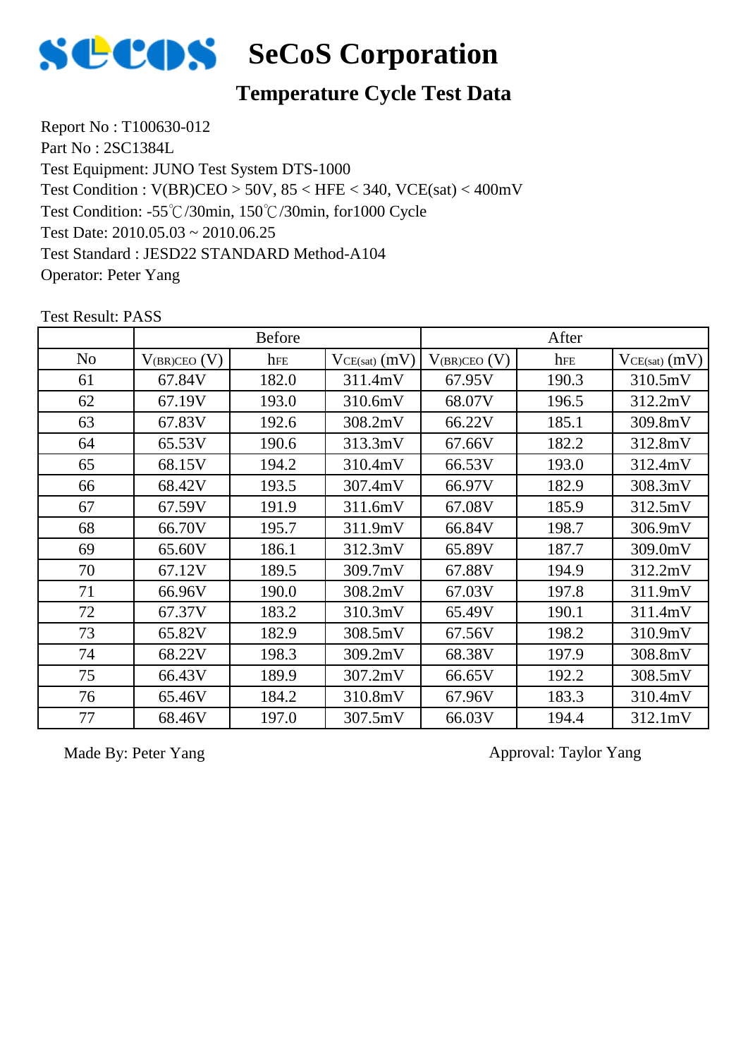# SeCoS Corporation

## Temperature Cycle Test Data

Report No : T100630-012
Part No : 2SC1384L
Test Equipment: JUNO Test System DTS-1000
Test Condition : V(BR)CEO > 50V, 85 < HFE < 340, VCE(sat) < 400mV
Test Condition: -55℃/30min, 150℃/30min, for1000 Cycle
Test Date: 2010.05.03 ~ 2010.06.25
Test Standard : JESD22 STANDARD Method-A104
Operator: Peter Yang

Test Result: PASS

| | Before | | | After | | |
|---|---|---|---|---|---|---|
| No | $V_{(BR)CEO}$ (V) | $h_{FE}$ | $V_{CE(sat)}$ (mV) | $V_{(BR)CEO}$ (V) | $h_{FE}$ | $V_{CE(sat)}$ (mV) |
| 61 | 67.84V | 182.0 | 311.4mV | 67.95V | 190.3 | 310.5mV |
| 62 | 67.19V | 193.0 | 310.6mV | 68.07V | 196.5 | 312.2mV |
| 63 | 67.83V | 192.6 | 308.2mV | 66.22V | 185.1 | 309.8mV |
| 64 | 65.53V | 190.6 | 313.3mV | 67.66V | 182.2 | 312.8mV |
| 65 | 68.15V | 194.2 | 310.4mV | 66.53V | 193.0 | 312.4mV |
| 66 | 68.42V | 193.5 | 307.4mV | 66.97V | 182.9 | 308.3mV |
| 67 | 67.59V | 191.9 | 311.6mV | 67.08V | 185.9 | 312.5mV |
| 68 | 66.70V | 195.7 | 311.9mV | 66.84V | 198.7 | 306.9mV |
| 69 | 65.60V | 186.1 | 312.3mV | 65.89V | 187.7 | 309.0mV |
| 70 | 67.12V | 189.5 | 309.7mV | 67.88V | 194.9 | 312.2mV |
| 71 | 66.96V | 190.0 | 308.2mV | 67.03V | 197.8 | 311.9mV |
| 72 | 67.37V | 183.2 | 310.3mV | 65.49V | 190.1 | 311.4mV |
| 73 | 65.82V | 182.9 | 308.5mV | 67.56V | 198.2 | 310.9mV |
| 74 | 68.22V | 198.3 | 309.2mV | 68.38V | 197.9 | 308.8mV |
| 75 | 66.43V | 189.9 | 307.2mV | 66.65V | 192.2 | 308.5mV |
| 76 | 65.46V | 184.2 | 310.8mV | 67.96V | 183.3 | 310.4mV |
| 77 | 68.46V | 197.0 | 307.5mV | 66.03V | 194.4 | 312.1mV |

Made By: Peter Yang

Approval: Taylor Yang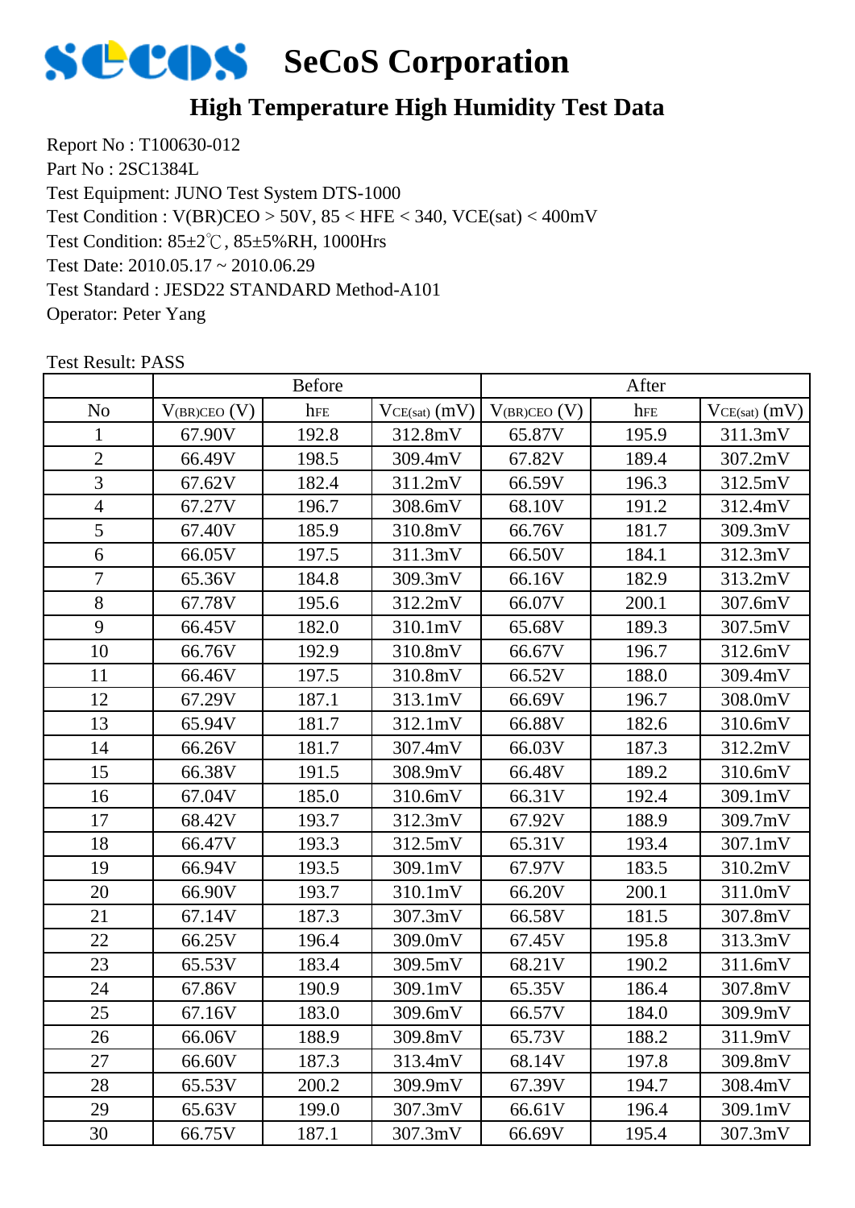# SeCoS Corporation

## High Temperature High Humidity Test Data

Report No : T100630-012
Part No : 2SC1384L
Test Equipment: JUNO Test System DTS-1000
Test Condition : V(BR)CEO > 50V, 85 < HFE < 340, VCE(sat) < 400mV
Test Condition: 85±2℃, 85±5%RH, 1000Hrs
Test Date: 2010.05.17 ~ 2010.06.29
Test Standard : JESD22 STANDARD Method-A101
Operator: Peter Yang

Test Result: PASS

| | Before | | | After | | |
|---|---|---|---|---|---|---|
| No | $V_{(BR)CEO}$ (V) | $h_{FE}$ | $V_{CE(sat)}$ (mV) | $V_{(BR)CEO}$ (V) | $h_{FE}$ | $V_{CE(sat)}$ (mV) |
| 1 | 67.90V | 192.8 | 312.8mV | 65.87V | 195.9 | 311.3mV |
| 2 | 66.49V | 198.5 | 309.4mV | 67.82V | 189.4 | 307.2mV |
| 3 | 67.62V | 182.4 | 311.2mV | 66.59V | 196.3 | 312.5mV |
| 4 | 67.27V | 196.7 | 308.6mV | 68.10V | 191.2 | 312.4mV |
| 5 | 67.40V | 185.9 | 310.8mV | 66.76V | 181.7 | 309.3mV |
| 6 | 66.05V | 197.5 | 311.3mV | 66.50V | 184.1 | 312.3mV |
| 7 | 65.36V | 184.8 | 309.3mV | 66.16V | 182.9 | 313.2mV |
| 8 | 67.78V | 195.6 | 312.2mV | 66.07V | 200.1 | 307.6mV |
| 9 | 66.45V | 182.0 | 310.1mV | 65.68V | 189.3 | 307.5mV |
| 10 | 66.76V | 192.9 | 310.8mV | 66.67V | 196.7 | 312.6mV |
| 11 | 66.46V | 197.5 | 310.8mV | 66.52V | 188.0 | 309.4mV |
| 12 | 67.29V | 187.1 | 313.1mV | 66.69V | 196.7 | 308.0mV |
| 13 | 65.94V | 181.7 | 312.1mV | 66.88V | 182.6 | 310.6mV |
| 14 | 66.26V | 181.7 | 307.4mV | 66.03V | 187.3 | 312.2mV |
| 15 | 66.38V | 191.5 | 308.9mV | 66.48V | 189.2 | 310.6mV |
| 16 | 67.04V | 185.0 | 310.6mV | 66.31V | 192.4 | 309.1mV |
| 17 | 68.42V | 193.7 | 312.3mV | 67.92V | 188.9 | 309.7mV |
| 18 | 66.47V | 193.3 | 312.5mV | 65.31V | 193.4 | 307.1mV |
| 19 | 66.94V | 193.5 | 309.1mV | 67.97V | 183.5 | 310.2mV |
| 20 | 66.90V | 193.7 | 310.1mV | 66.20V | 200.1 | 311.0mV |
| 21 | 67.14V | 187.3 | 307.3mV | 66.58V | 181.5 | 307.8mV |
| 22 | 66.25V | 196.4 | 309.0mV | 67.45V | 195.8 | 313.3mV |
| 23 | 65.53V | 183.4 | 309.5mV | 68.21V | 190.2 | 311.6mV |
| 24 | 67.86V | 190.9 | 309.1mV | 65.35V | 186.4 | 307.8mV |
| 25 | 67.16V | 183.0 | 309.6mV | 66.57V | 184.0 | 309.9mV |
| 26 | 66.06V | 188.9 | 309.8mV | 65.73V | 188.2 | 311.9mV |
| 27 | 66.60V | 187.3 | 313.4mV | 68.14V | 197.8 | 309.8mV |
| 28 | 65.53V | 200.2 | 309.9mV | 67.39V | 194.7 | 308.4mV |
| 29 | 65.63V | 199.0 | 307.3mV | 66.61V | 196.4 | 309.1mV |
| 30 | 66.75V | 187.1 | 307.3mV | 66.69V | 195.4 | 307.3mV |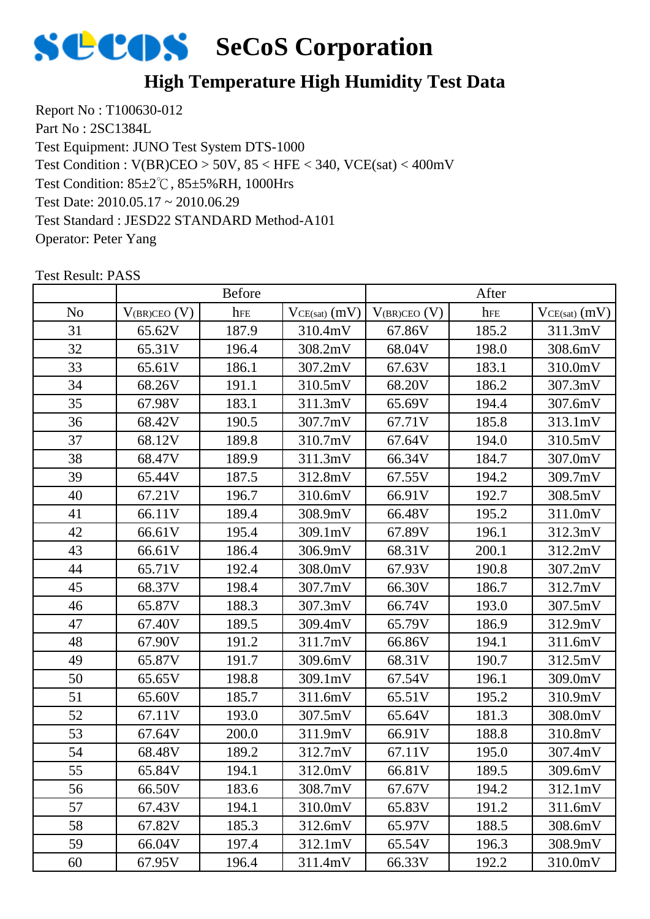# SeCoS Corporation

## High Temperature High Humidity Test Data

Report No : T100630-012
Part No : 2SC1384L
Test Equipment: JUNO Test System DTS-1000
Test Condition : V(BR)CEO > 50V, 85 < HFE < 340, VCE(sat) < 400mV
Test Condition: 85±2℃, 85±5%RH, 1000Hrs
Test Date: 2010.05.17 ~ 2010.06.29
Test Standard : JESD22 STANDARD Method-A101
Operator: Peter Yang

Test Result: PASS

| | Before | | | After | | |
|---|---|---|---|---|---|---|
| No | $V_{(BR)CEO}$ (V) | $h_{FE}$ | $V_{CE(sat)}$ (mV) | $V_{(BR)CEO}$ (V) | $h_{FE}$ | $V_{CE(sat)}$ (mV) |
| 31 | 65.62V | 187.9 | 310.4mV | 67.86V | 185.2 | 311.3mV |
| 32 | 65.31V | 196.4 | 308.2mV | 68.04V | 198.0 | 308.6mV |
| 33 | 65.61V | 186.1 | 307.2mV | 67.63V | 183.1 | 310.0mV |
| 34 | 68.26V | 191.1 | 310.5mV | 68.20V | 186.2 | 307.3mV |
| 35 | 67.98V | 183.1 | 311.3mV | 65.69V | 194.4 | 307.6mV |
| 36 | 68.42V | 190.5 | 307.7mV | 67.71V | 185.8 | 313.1mV |
| 37 | 68.12V | 189.8 | 310.7mV | 67.64V | 194.0 | 310.5mV |
| 38 | 68.47V | 189.9 | 311.3mV | 66.34V | 184.7 | 307.0mV |
| 39 | 65.44V | 187.5 | 312.8mV | 67.55V | 194.2 | 309.7mV |
| 40 | 67.21V | 196.7 | 310.6mV | 66.91V | 192.7 | 308.5mV |
| 41 | 66.11V | 189.4 | 308.9mV | 66.48V | 195.2 | 311.0mV |
| 42 | 66.61V | 195.4 | 309.1mV | 67.89V | 196.1 | 312.3mV |
| 43 | 66.61V | 186.4 | 306.9mV | 68.31V | 200.1 | 312.2mV |
| 44 | 65.71V | 192.4 | 308.0mV | 67.93V | 190.8 | 307.2mV |
| 45 | 68.37V | 198.4 | 307.7mV | 66.30V | 186.7 | 312.7mV |
| 46 | 65.87V | 188.3 | 307.3mV | 66.74V | 193.0 | 307.5mV |
| 47 | 67.40V | 189.5 | 309.4mV | 65.79V | 186.9 | 312.9mV |
| 48 | 67.90V | 191.2 | 311.7mV | 66.86V | 194.1 | 311.6mV |
| 49 | 65.87V | 191.7 | 309.6mV | 68.31V | 190.7 | 312.5mV |
| 50 | 65.65V | 198.8 | 309.1mV | 67.54V | 196.1 | 309.0mV |
| 51 | 65.60V | 185.7 | 311.6mV | 65.51V | 195.2 | 310.9mV |
| 52 | 67.11V | 193.0 | 307.5mV | 65.64V | 181.3 | 308.0mV |
| 53 | 67.64V | 200.0 | 311.9mV | 66.91V | 188.8 | 310.8mV |
| 54 | 68.48V | 189.2 | 312.7mV | 67.11V | 195.0 | 307.4mV |
| 55 | 65.84V | 194.1 | 312.0mV | 66.81V | 189.5 | 309.6mV |
| 56 | 66.50V | 183.6 | 308.7mV | 67.67V | 194.2 | 312.1mV |
| 57 | 67.43V | 194.1 | 310.0mV | 65.83V | 191.2 | 311.6mV |
| 58 | 67.82V | 185.3 | 312.6mV | 65.97V | 188.5 | 308.6mV |
| 59 | 66.04V | 197.4 | 312.1mV | 65.54V | 196.3 | 308.9mV |
| 60 | 67.95V | 196.4 | 311.4mV | 66.33V | 192.2 | 310.0mV |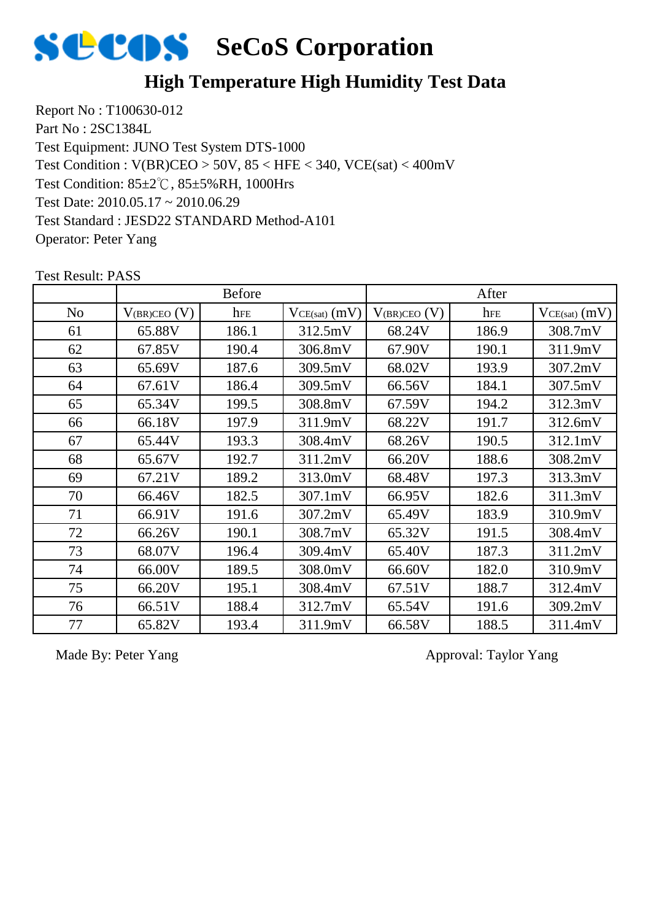# SeCoS Corporation

## High Temperature High Humidity Test Data

Report No : T100630-012
Part No : 2SC1384L
Test Equipment: JUNO Test System DTS-1000
Test Condition : V(BR)CEO > 50V, 85 < HFE < 340, VCE(sat) < 400mV
Test Condition: 85±2℃, 85±5%RH, 1000Hrs
Test Date: 2010.05.17 ~ 2010.06.29
Test Standard : JESD22 STANDARD Method-A101
Operator: Peter Yang

Test Result: PASS

| | Before | | | After | | |
|---|---|---|---|---|---|---|
| No | $V_{(BR)CEO}$ (V) | $h_{FE}$ | $V_{CE(sat)}$ (mV) | $V_{(BR)CEO}$ (V) | $h_{FE}$ | $V_{CE(sat)}$ (mV) |
| 61 | 65.88V | 186.1 | 312.5mV | 68.24V | 186.9 | 308.7mV |
| 62 | 67.85V | 190.4 | 306.8mV | 67.90V | 190.1 | 311.9mV |
| 63 | 65.69V | 187.6 | 309.5mV | 68.02V | 193.9 | 307.2mV |
| 64 | 67.61V | 186.4 | 309.5mV | 66.56V | 184.1 | 307.5mV |
| 65 | 65.34V | 199.5 | 308.8mV | 67.59V | 194.2 | 312.3mV |
| 66 | 66.18V | 197.9 | 311.9mV | 68.22V | 191.7 | 312.6mV |
| 67 | 65.44V | 193.3 | 308.4mV | 68.26V | 190.5 | 312.1mV |
| 68 | 65.67V | 192.7 | 311.2mV | 66.20V | 188.6 | 308.2mV |
| 69 | 67.21V | 189.2 | 313.0mV | 68.48V | 197.3 | 313.3mV |
| 70 | 66.46V | 182.5 | 307.1mV | 66.95V | 182.6 | 311.3mV |
| 71 | 66.91V | 191.6 | 307.2mV | 65.49V | 183.9 | 310.9mV |
| 72 | 66.26V | 190.1 | 308.7mV | 65.32V | 191.5 | 308.4mV |
| 73 | 68.07V | 196.4 | 309.4mV | 65.40V | 187.3 | 311.2mV |
| 74 | 66.00V | 189.5 | 308.0mV | 66.60V | 182.0 | 310.9mV |
| 75 | 66.20V | 195.1 | 308.4mV | 67.51V | 188.7 | 312.4mV |
| 76 | 66.51V | 188.4 | 312.7mV | 65.54V | 191.6 | 309.2mV |
| 77 | 65.82V | 193.4 | 311.9mV | 66.58V | 188.5 | 311.4mV |

Made By: Peter Yang

Approval: Taylor Yang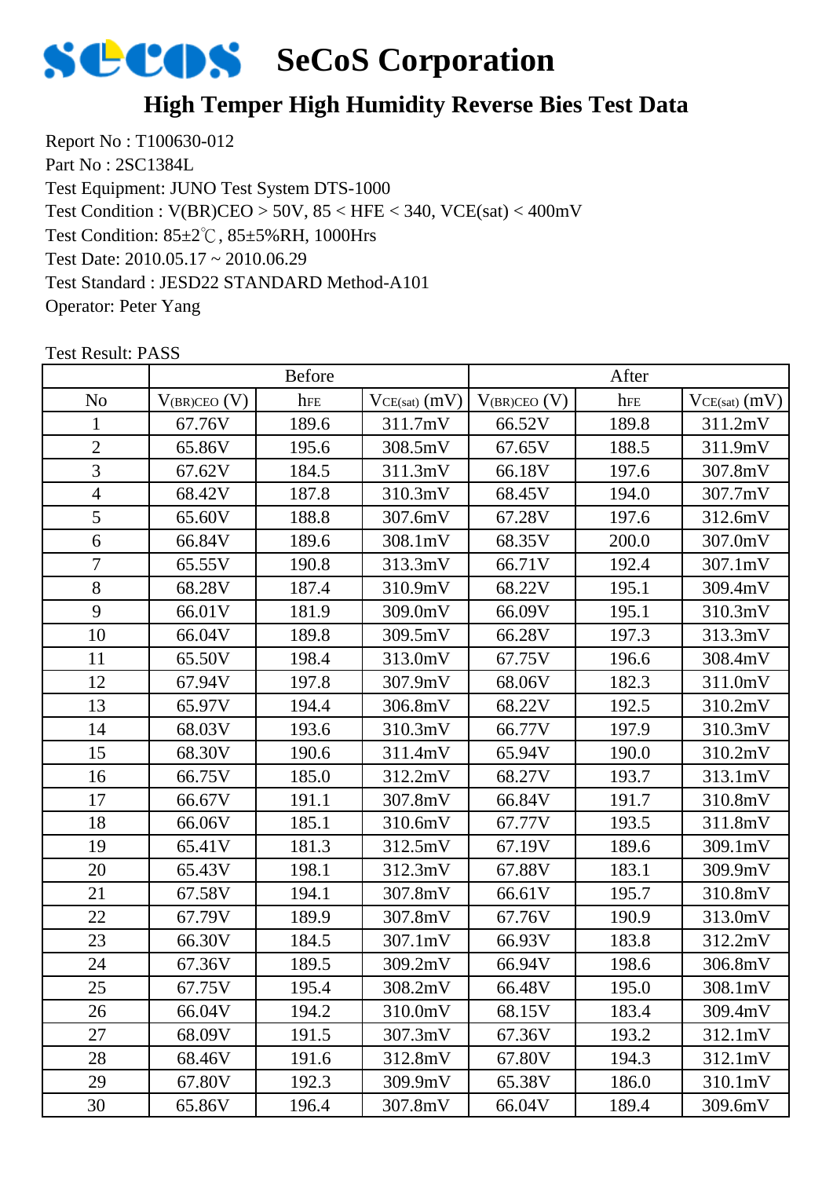# SeCoS Corporation

## High Temper High Humidity Reverse Bies Test Data

Report No : T100630-012
Part No : 2SC1384L
Test Equipment: JUNO Test System DTS-1000
Test Condition : V(BR)CEO > 50V, 85 < HFE < 340, VCE(sat) < 400mV
Test Condition: 85±2℃, 85±5%RH, 1000Hrs
Test Date: 2010.05.17 ~ 2010.06.29
Test Standard : JESD22 STANDARD Method-A101
Operator: Peter Yang

Test Result: PASS

| | Before | | | After | | |
|---|---|---|---|---|---|---|
| No | $V_{(BR)CEO}$ (V) | $h_{FE}$ | $V_{CE(sat)}$ (mV) | $V_{(BR)CEO}$ (V) | $h_{FE}$ | $V_{CE(sat)}$ (mV) |
| 1 | 67.76V | 189.6 | 311.7mV | 66.52V | 189.8 | 311.2mV |
| 2 | 65.86V | 195.6 | 308.5mV | 67.65V | 188.5 | 311.9mV |
| 3 | 67.62V | 184.5 | 311.3mV | 66.18V | 197.6 | 307.8mV |
| 4 | 68.42V | 187.8 | 310.3mV | 68.45V | 194.0 | 307.7mV |
| 5 | 65.60V | 188.8 | 307.6mV | 67.28V | 197.6 | 312.6mV |
| 6 | 66.84V | 189.6 | 308.1mV | 68.35V | 200.0 | 307.0mV |
| 7 | 65.55V | 190.8 | 313.3mV | 66.71V | 192.4 | 307.1mV |
| 8 | 68.28V | 187.4 | 310.9mV | 68.22V | 195.1 | 309.4mV |
| 9 | 66.01V | 181.9 | 309.0mV | 66.09V | 195.1 | 310.3mV |
| 10 | 66.04V | 189.8 | 309.5mV | 66.28V | 197.3 | 313.3mV |
| 11 | 65.50V | 198.4 | 313.0mV | 67.75V | 196.6 | 308.4mV |
| 12 | 67.94V | 197.8 | 307.9mV | 68.06V | 182.3 | 311.0mV |
| 13 | 65.97V | 194.4 | 306.8mV | 68.22V | 192.5 | 310.2mV |
| 14 | 68.03V | 193.6 | 310.3mV | 66.77V | 197.9 | 310.3mV |
| 15 | 68.30V | 190.6 | 311.4mV | 65.94V | 190.0 | 310.2mV |
| 16 | 66.75V | 185.0 | 312.2mV | 68.27V | 193.7 | 313.1mV |
| 17 | 66.67V | 191.1 | 307.8mV | 66.84V | 191.7 | 310.8mV |
| 18 | 66.06V | 185.1 | 310.6mV | 67.77V | 193.5 | 311.8mV |
| 19 | 65.41V | 181.3 | 312.5mV | 67.19V | 189.6 | 309.1mV |
| 20 | 65.43V | 198.1 | 312.3mV | 67.88V | 183.1 | 309.9mV |
| 21 | 67.58V | 194.1 | 307.8mV | 66.61V | 195.7 | 310.8mV |
| 22 | 67.79V | 189.9 | 307.8mV | 67.76V | 190.9 | 313.0mV |
| 23 | 66.30V | 184.5 | 307.1mV | 66.93V | 183.8 | 312.2mV |
| 24 | 67.36V | 189.5 | 309.2mV | 66.94V | 198.6 | 306.8mV |
| 25 | 67.75V | 195.4 | 308.2mV | 66.48V | 195.0 | 308.1mV |
| 26 | 66.04V | 194.2 | 310.0mV | 68.15V | 183.4 | 309.4mV |
| 27 | 68.09V | 191.5 | 307.3mV | 67.36V | 193.2 | 312.1mV |
| 28 | 68.46V | 191.6 | 312.8mV | 67.80V | 194.3 | 312.1mV |
| 29 | 67.80V | 192.3 | 309.9mV | 65.38V | 186.0 | 310.1mV |
| 30 | 65.86V | 196.4 | 307.8mV | 66.04V | 189.4 | 309.6mV |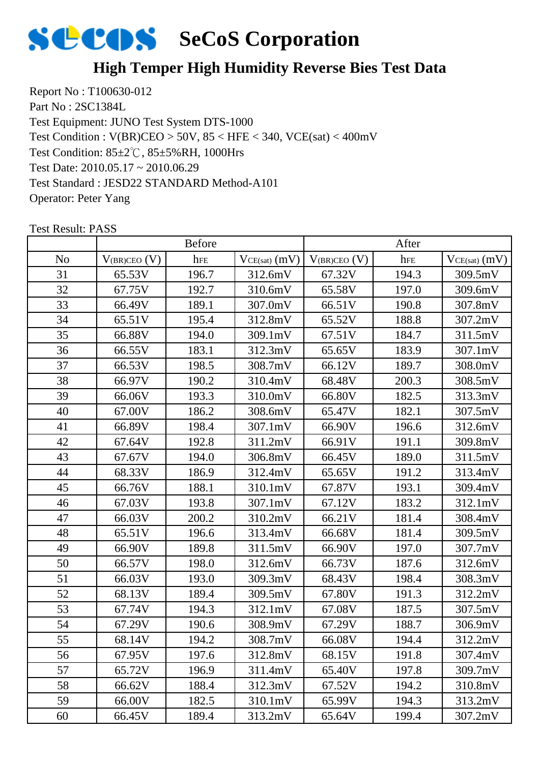# SeCoS Corporation

## High Temper High Humidity Reverse Bies Test Data

Report No : T100630-012
Part No : 2SC1384L
Test Equipment: JUNO Test System DTS-1000
Test Condition : V(BR)CEO > 50V, 85 < HFE < 340, VCE(sat) < 400mV
Test Condition: 85±2℃, 85±5%RH, 1000Hrs
Test Date: 2010.05.17 ~ 2010.06.29
Test Standard : JESD22 STANDARD Method-A101
Operator: Peter Yang

Test Result: PASS

| | Before | | | After | | |
|---|---|---|---|---|---|---|
| No | $V_{(BR)CEO}$ (V) | $h_{FE}$ | $V_{CE(sat)}$ (mV) | $V_{(BR)CEO}$ (V) | $h_{FE}$ | $V_{CE(sat)}$ (mV) |
| 31 | 65.53V | 196.7 | 312.6mV | 67.32V | 194.3 | 309.5mV |
| 32 | 67.75V | 192.7 | 310.6mV | 65.58V | 197.0 | 309.6mV |
| 33 | 66.49V | 189.1 | 307.0mV | 66.51V | 190.8 | 307.8mV |
| 34 | 65.51V | 195.4 | 312.8mV | 65.52V | 188.8 | 307.2mV |
| 35 | 66.88V | 194.0 | 309.1mV | 67.51V | 184.7 | 311.5mV |
| 36 | 66.55V | 183.1 | 312.3mV | 65.65V | 183.9 | 307.1mV |
| 37 | 66.53V | 198.5 | 308.7mV | 66.12V | 189.7 | 308.0mV |
| 38 | 66.97V | 190.2 | 310.4mV | 68.48V | 200.3 | 308.5mV |
| 39 | 66.06V | 193.3 | 310.0mV | 66.80V | 182.5 | 313.3mV |
| 40 | 67.00V | 186.2 | 308.6mV | 65.47V | 182.1 | 307.5mV |
| 41 | 66.89V | 198.4 | 307.1mV | 66.90V | 196.6 | 312.6mV |
| 42 | 67.64V | 192.8 | 311.2mV | 66.91V | 191.1 | 309.8mV |
| 43 | 67.67V | 194.0 | 306.8mV | 66.45V | 189.0 | 311.5mV |
| 44 | 68.33V | 186.9 | 312.4mV | 65.65V | 191.2 | 313.4mV |
| 45 | 66.76V | 188.1 | 310.1mV | 67.87V | 193.1 | 309.4mV |
| 46 | 67.03V | 193.8 | 307.1mV | 67.12V | 183.2 | 312.1mV |
| 47 | 66.03V | 200.2 | 310.2mV | 66.21V | 181.4 | 308.4mV |
| 48 | 65.51V | 196.6 | 313.4mV | 66.68V | 181.4 | 309.5mV |
| 49 | 66.90V | 189.8 | 311.5mV | 66.90V | 197.0 | 307.7mV |
| 50 | 66.57V | 198.0 | 312.6mV | 66.73V | 187.6 | 312.6mV |
| 51 | 66.03V | 193.0 | 309.3mV | 68.43V | 198.4 | 308.3mV |
| 52 | 68.13V | 189.4 | 309.5mV | 67.80V | 191.3 | 312.2mV |
| 53 | 67.74V | 194.3 | 312.1mV | 67.08V | 187.5 | 307.5mV |
| 54 | 67.29V | 190.6 | 308.9mV | 67.29V | 188.7 | 306.9mV |
| 55 | 68.14V | 194.2 | 308.7mV | 66.08V | 194.4 | 312.2mV |
| 56 | 67.95V | 197.6 | 312.8mV | 68.15V | 191.8 | 307.4mV |
| 57 | 65.72V | 196.9 | 311.4mV | 65.40V | 197.8 | 309.7mV |
| 58 | 66.62V | 188.4 | 312.3mV | 67.52V | 194.2 | 310.8mV |
| 59 | 66.00V | 182.5 | 310.1mV | 65.99V | 194.3 | 313.2mV |
| 60 | 66.45V | 189.4 | 313.2mV | 65.64V | 199.4 | 307.2mV |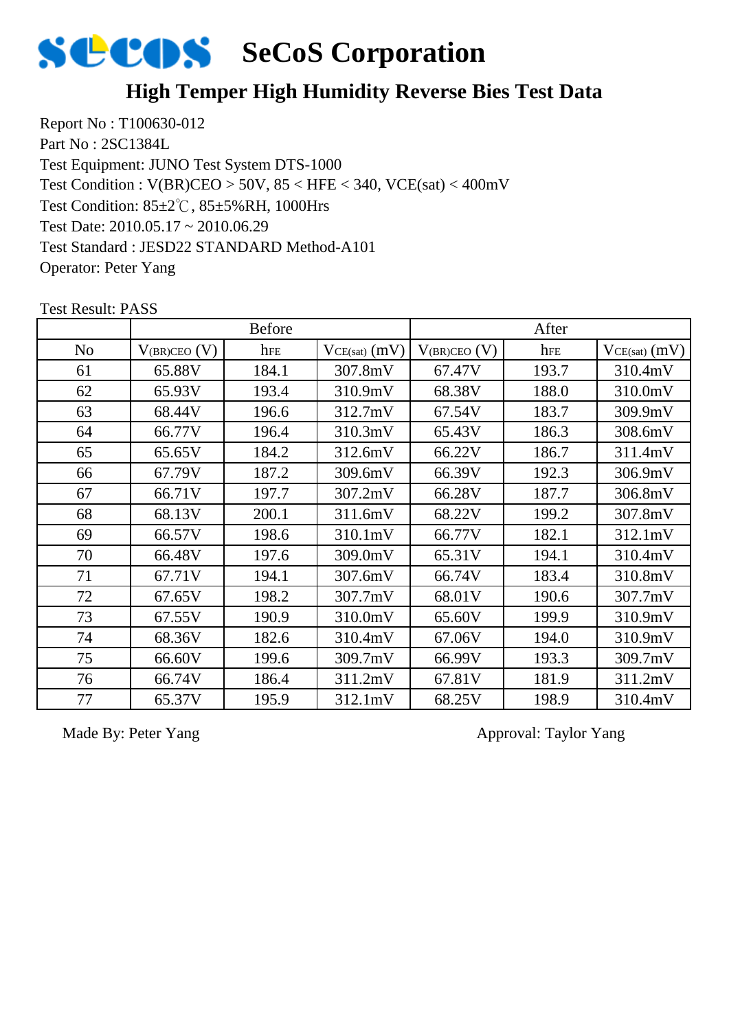# SeCoS Corporation

## High Temper High Humidity Reverse Bies Test Data

Report No : T100630-012
Part No : 2SC1384L
Test Equipment: JUNO Test System DTS-1000
Test Condition : V(BR)CEO > 50V, 85 < HFE < 340, VCE(sat) < 400mV
Test Condition: 85±2℃, 85±5%RH, 1000Hrs
Test Date: 2010.05.17 ~ 2010.06.29
Test Standard : JESD22 STANDARD Method-A101
Operator: Peter Yang

Test Result: PASS

| | Before | | | After | | |
|---|---|---|---|---|---|---|
| No | $V_{(BR)CEO}$ (V) | $h_{FE}$ | $V_{CE(sat)}$ (mV) | $V_{(BR)CEO}$ (V) | $h_{FE}$ | $V_{CE(sat)}$ (mV) |
| 61 | 65.88V | 184.1 | 307.8mV | 67.47V | 193.7 | 310.4mV |
| 62 | 65.93V | 193.4 | 310.9mV | 68.38V | 188.0 | 310.0mV |
| 63 | 68.44V | 196.6 | 312.7mV | 67.54V | 183.7 | 309.9mV |
| 64 | 66.77V | 196.4 | 310.3mV | 65.43V | 186.3 | 308.6mV |
| 65 | 65.65V | 184.2 | 312.6mV | 66.22V | 186.7 | 311.4mV |
| 66 | 67.79V | 187.2 | 309.6mV | 66.39V | 192.3 | 306.9mV |
| 67 | 66.71V | 197.7 | 307.2mV | 66.28V | 187.7 | 306.8mV |
| 68 | 68.13V | 200.1 | 311.6mV | 68.22V | 199.2 | 307.8mV |
| 69 | 66.57V | 198.6 | 310.1mV | 66.77V | 182.1 | 312.1mV |
| 70 | 66.48V | 197.6 | 309.0mV | 65.31V | 194.1 | 310.4mV |
| 71 | 67.71V | 194.1 | 307.6mV | 66.74V | 183.4 | 310.8mV |
| 72 | 67.65V | 198.2 | 307.7mV | 68.01V | 190.6 | 307.7mV |
| 73 | 67.55V | 190.9 | 310.0mV | 65.60V | 199.9 | 310.9mV |
| 74 | 68.36V | 182.6 | 310.4mV | 67.06V | 194.0 | 310.9mV |
| 75 | 66.60V | 199.6 | 309.7mV | 66.99V | 193.3 | 309.7mV |
| 76 | 66.74V | 186.4 | 311.2mV | 67.81V | 181.9 | 311.2mV |
| 77 | 65.37V | 195.9 | 312.1mV | 68.25V | 198.9 | 310.4mV |

Made By: Peter Yang

Approval: Taylor Yang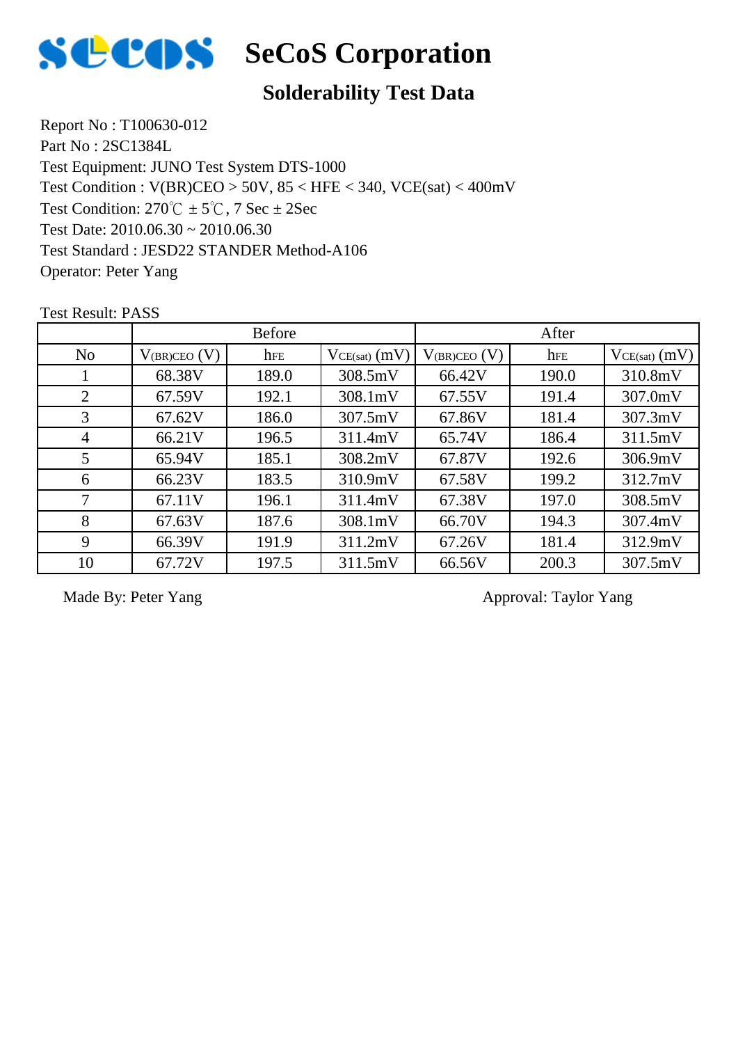# SeCoS Corporation

## Solderability Test Data

Report No : T100630-012
Part No : 2SC1384L
Test Equipment: JUNO Test System DTS-1000
Test Condition : V(BR)CEO > 50V, 85 < HFE < 340, VCE(sat) < 400mV
Test Condition: 270℃ ± 5℃, 7 Sec ± 2Sec
Test Date: 2010.06.30 ~ 2010.06.30
Test Standard : JESD22 STANDER Method-A106
Operator: Peter Yang

Test Result: PASS

| | Before | | | After | | |
|---|---|---|---|---|---|---|
| No | $V_{(BR)CEO}$ (V) | $h_{FE}$ | $V_{CE(sat)}$ (mV) | $V_{(BR)CEO}$ (V) | $h_{FE}$ | $V_{CE(sat)}$ (mV) |
| 1 | 68.38V | 189.0 | 308.5mV | 66.42V | 190.0 | 310.8mV |
| 2 | 67.59V | 192.1 | 308.1mV | 67.55V | 191.4 | 307.0mV |
| 3 | 67.62V | 186.0 | 307.5mV | 67.86V | 181.4 | 307.3mV |
| 4 | 66.21V | 196.5 | 311.4mV | 65.74V | 186.4 | 311.5mV |
| 5 | 65.94V | 185.1 | 308.2mV | 67.87V | 192.6 | 306.9mV |
| 6 | 66.23V | 183.5 | 310.9mV | 67.58V | 199.2 | 312.7mV |
| 7 | 67.11V | 196.1 | 311.4mV | 67.38V | 197.0 | 308.5mV |
| 8 | 67.63V | 187.6 | 308.1mV | 66.70V | 194.3 | 307.4mV |
| 9 | 66.39V | 191.9 | 311.2mV | 67.26V | 181.4 | 312.9mV |
| 10 | 67.72V | 197.5 | 311.5mV | 66.56V | 200.3 | 307.5mV |

Made By: Peter Yang

Approval: Taylor Yang